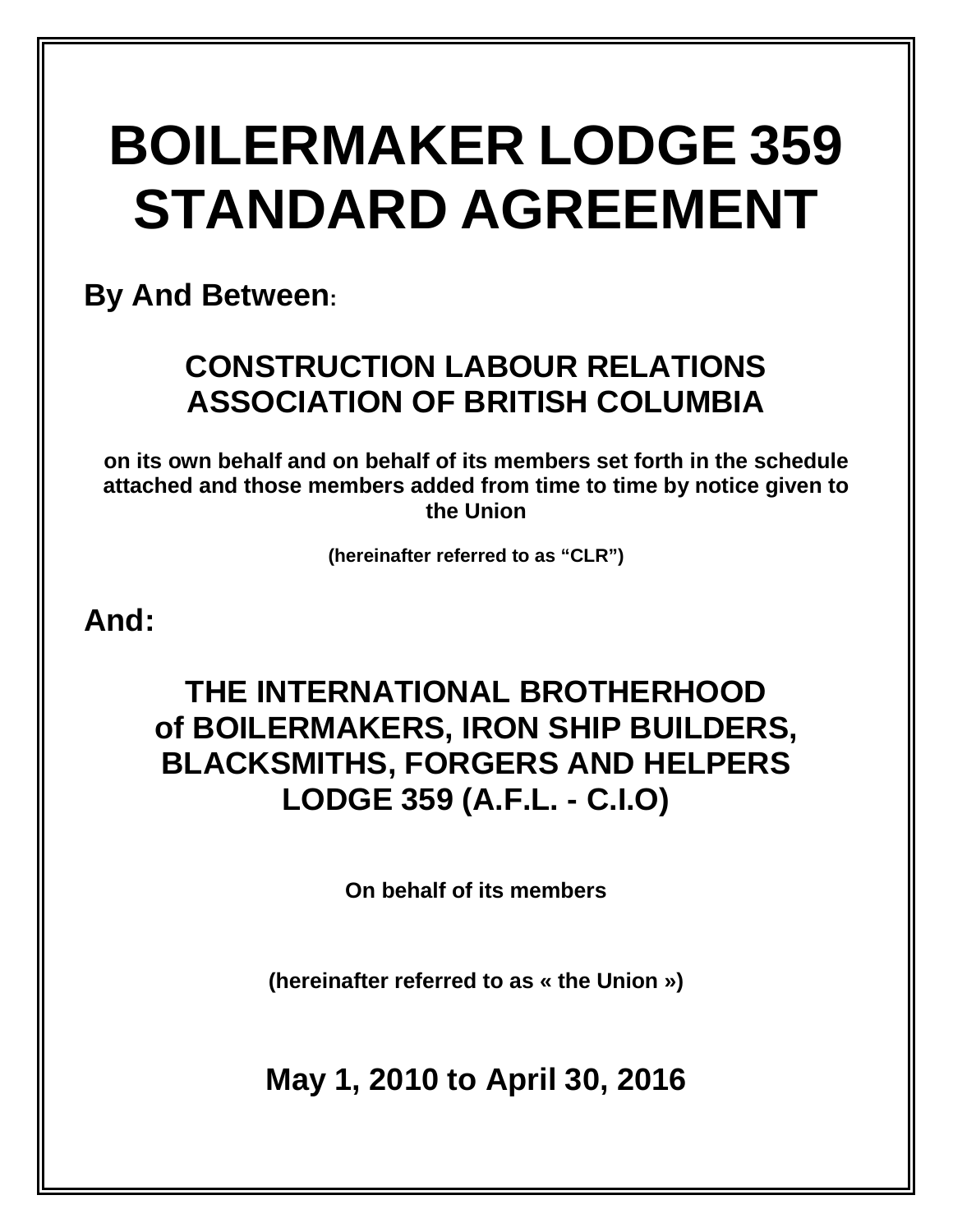# BOILERMAKER LODGE 359 STANDARD AGREEMENT

**By And Between:**

## CONSTRUCTION LABOUR RELATIONS ASSOCIATION OF BRITISH COLUMBIA

**on its own behalf and on behalf of its members set forth in the schedule attached and those members added from time to time by notice given to the Union**

**(hereinafter referred to as "CLR")**

**And:**

## THE INTERNATIONAL BROTHERHOOD of BOILERMAKERS, IRON SHIP BUILDERS, BLACKSMITHS, FORGERS AND HELPERS LODGE 359 (A.F.L. - C.I.O)

**On behalf of its members**

**(hereinafter referred to as « the Union »)**

## May 1, 2010 to April 30, 2016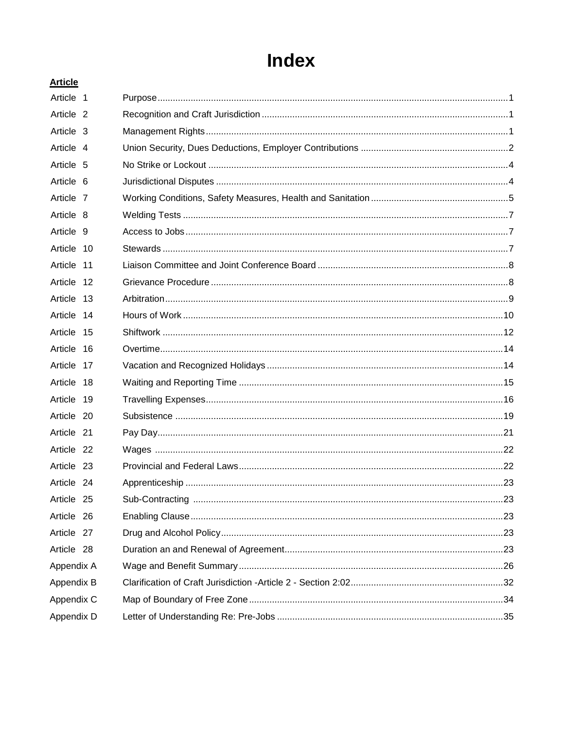# Index

**Article**

| | | |
|---|---|---|
| Article 1 | Purpose | 1 |
| Article 2 | Recognition and Craft Jurisdiction | 1 |
| Article 3 | Management Rights | 1 |
| Article 4 | Union Security, Dues Deductions, Employer Contributions | 2 |
| Article 5 | No Strike or Lockout | 4 |
| Article 6 | Jurisdictional Disputes | 4 |
| Article 7 | Working Conditions, Safety Measures, Health and Sanitation | 5 |
| Article 8 | Welding Tests | 7 |
| Article 9 | Access to Jobs | 7 |
| Article 10 | Stewards | 7 |
| Article 11 | Liaison Committee and Joint Conference Board | 8 |
| Article 12 | Grievance Procedure | 8 |
| Article 13 | Arbitration | 9 |
| Article 14 | Hours of Work | 10 |
| Article 15 | Shiftwork | 12 |
| Article 16 | Overtime | 14 |
| Article 17 | Vacation and Recognized Holidays | 14 |
| Article 18 | Waiting and Reporting Time | 15 |
| Article 19 | Travelling Expenses | 16 |
| Article 20 | Subsistence | 19 |
| Article 21 | Pay Day | 21 |
| Article 22 | Wages | 22 |
| Article 23 | Provincial and Federal Laws | 22 |
| Article 24 | Apprenticeship | 23 |
| Article 25 | Sub-Contracting | 23 |
| Article 26 | Enabling Clause | 23 |
| Article 27 | Drug and Alcohol Policy | 23 |
| Article 28 | Duration an and Renewal of Agreement | 23 |
| Appendix A | Wage and Benefit Summary | 26 |
| Appendix B | Clarification of Craft Jurisdiction -Article 2 - Section 2:02 | 32 |
| Appendix C | Map of Boundary of Free Zone | 34 |
| Appendix D | Letter of Understanding Re: Pre-Jobs | 35 |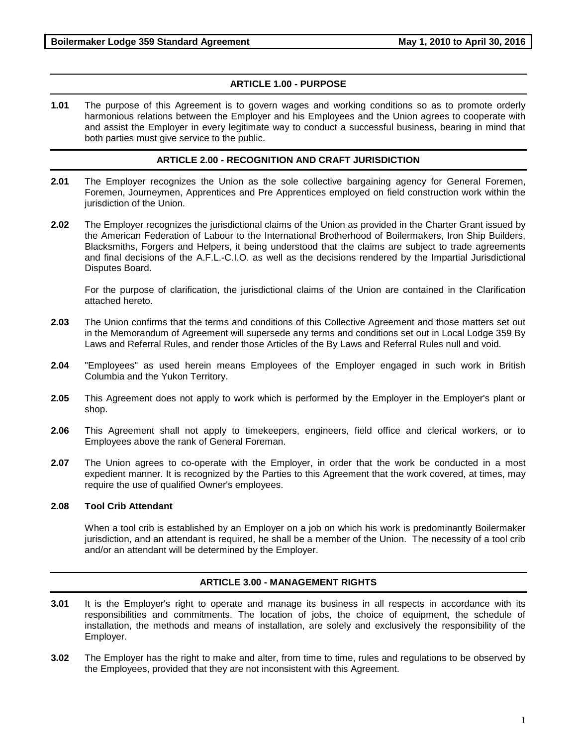## ARTICLE 1.00 - PURPOSE

**1.01** The purpose of this Agreement is to govern wages and working conditions so as to promote orderly harmonious relations between the Employer and his Employees and the Union agrees to cooperate with and assist the Employer in every legitimate way to conduct a successful business, bearing in mind that both parties must give service to the public.

## ARTICLE 2.00 - RECOGNITION AND CRAFT JURISDICTION

**2.01** The Employer recognizes the Union as the sole collective bargaining agency for General Foremen, Foremen, Journeymen, Apprentices and Pre Apprentices employed on field construction work within the jurisdiction of the Union.

**2.02** The Employer recognizes the jurisdictional claims of the Union as provided in the Charter Grant issued by the American Federation of Labour to the International Brotherhood of Boilermakers, Iron Ship Builders, Blacksmiths, Forgers and Helpers, it being understood that the claims are subject to trade agreements and final decisions of the A.F.L.-C.I.O. as well as the decisions rendered by the Impartial Jurisdictional Disputes Board.

For the purpose of clarification, the jurisdictional claims of the Union are contained in the Clarification attached hereto.

**2.03** The Union confirms that the terms and conditions of this Collective Agreement and those matters set out in the Memorandum of Agreement will supersede any terms and conditions set out in Local Lodge 359 By Laws and Referral Rules, and render those Articles of the By Laws and Referral Rules null and void.

**2.04** "Employees" as used herein means Employees of the Employer engaged in such work in British Columbia and the Yukon Territory.

**2.05** This Agreement does not apply to work which is performed by the Employer in the Employer's plant or shop.

**2.06** This Agreement shall not apply to timekeepers, engineers, field office and clerical workers, or to Employees above the rank of General Foreman.

**2.07** The Union agrees to co-operate with the Employer, in order that the work be conducted in a most expedient manner. It is recognized by the Parties to this Agreement that the work covered, at times, may require the use of qualified Owner's employees.

**2.08 Tool Crib Attendant**

When a tool crib is established by an Employer on a job on which his work is predominantly Boilermaker jurisdiction, and an attendant is required, he shall be a member of the Union. The necessity of a tool crib and/or an attendant will be determined by the Employer.

## ARTICLE 3.00 - MANAGEMENT RIGHTS

**3.01** It is the Employer's right to operate and manage its business in all respects in accordance with its responsibilities and commitments. The location of jobs, the choice of equipment, the schedule of installation, the methods and means of installation, are solely and exclusively the responsibility of the Employer.

**3.02** The Employer has the right to make and alter, from time to time, rules and regulations to be observed by the Employees, provided that they are not inconsistent with this Agreement.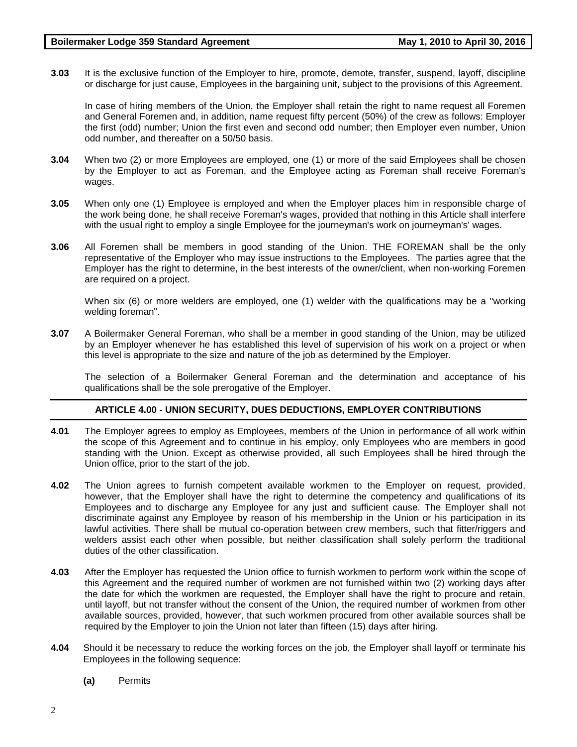**3.03** It is the exclusive function of the Employer to hire, promote, demote, transfer, suspend, layoff, discipline or discharge for just cause, Employees in the bargaining unit, subject to the provisions of this Agreement.

In case of hiring members of the Union, the Employer shall retain the right to name request all Foremen and General Foremen and, in addition, name request fifty percent (50%) of the crew as follows: Employer the first (odd) number; Union the first even and second odd number; then Employer even number, Union odd number, and thereafter on a 50/50 basis.

**3.04** When two (2) or more Employees are employed, one (1) or more of the said Employees shall be chosen by the Employer to act as Foreman, and the Employee acting as Foreman shall receive Foreman's wages.

**3.05** When only one (1) Employee is employed and when the Employer places him in responsible charge of the work being done, he shall receive Foreman's wages, provided that nothing in this Article shall interfere with the usual right to employ a single Employee for the journeyman's work on journeyman's' wages.

**3.06** All Foremen shall be members in good standing of the Union. THE FOREMAN shall be the only representative of the Employer who may issue instructions to the Employees. The parties agree that the Employer has the right to determine, in the best interests of the owner/client, when non-working Foremen are required on a project.

When six (6) or more welders are employed, one (1) welder with the qualifications may be a "working welding foreman".

**3.07** A Boilermaker General Foreman, who shall be a member in good standing of the Union, may be utilized by an Employer whenever he has established this level of supervision of his work on a project or when this level is appropriate to the size and nature of the job as determined by the Employer.

The selection of a Boilermaker General Foreman and the determination and acceptance of his qualifications shall be the sole prerogative of the Employer.

## ARTICLE 4.00 - UNION SECURITY, DUES DEDUCTIONS, EMPLOYER CONTRIBUTIONS

**4.01** The Employer agrees to employ as Employees, members of the Union in performance of all work within the scope of this Agreement and to continue in his employ, only Employees who are members in good standing with the Union. Except as otherwise provided, all such Employees shall be hired through the Union office, prior to the start of the job.

**4.02** The Union agrees to furnish competent available workmen to the Employer on request, provided, however, that the Employer shall have the right to determine the competency and qualifications of its Employees and to discharge any Employee for any just and sufficient cause. The Employer shall not discriminate against any Employee by reason of his membership in the Union or his participation in its lawful activities. There shall be mutual co-operation between crew members, such that fitter/riggers and welders assist each other when possible, but neither classification shall solely perform the traditional duties of the other classification.

**4.03** After the Employer has requested the Union office to furnish workmen to perform work within the scope of this Agreement and the required number of workmen are not furnished within two (2) working days after the date for which the workmen are requested, the Employer shall have the right to procure and retain, until layoff, but not transfer without the consent of the Union, the required number of workmen from other available sources, provided, however, that such workmen procured from other available sources shall be required by the Employer to join the Union not later than fifteen (15) days after hiring.

**4.04** Should it be necessary to reduce the working forces on the job, the Employer shall layoff or terminate his Employees in the following sequence:

**(a)** Permits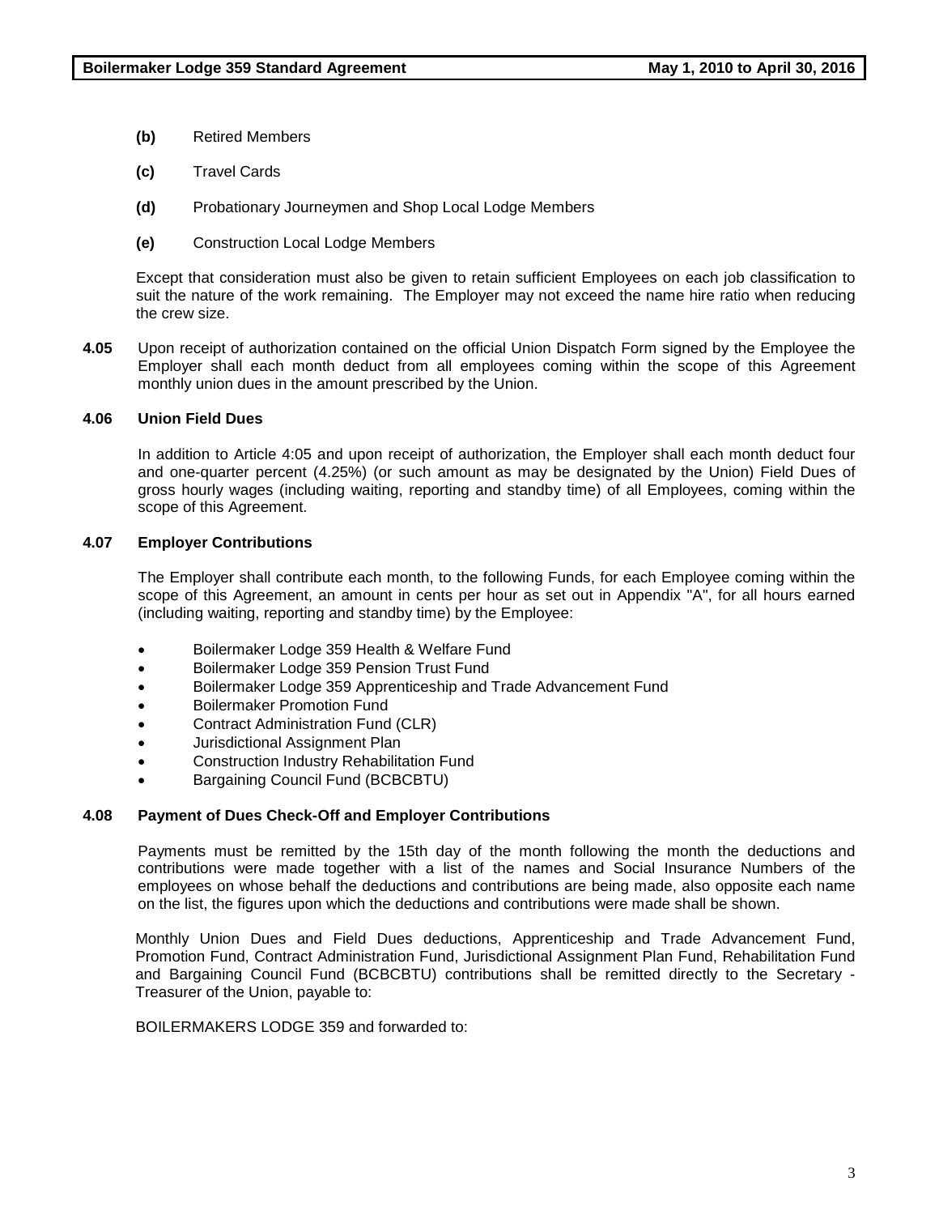**(b)** Retired Members

**(c)** Travel Cards

**(d)** Probationary Journeymen and Shop Local Lodge Members

**(e)** Construction Local Lodge Members

Except that consideration must also be given to retain sufficient Employees on each job classification to suit the nature of the work remaining. The Employer may not exceed the name hire ratio when reducing the crew size.

**4.05** Upon receipt of authorization contained on the official Union Dispatch Form signed by the Employee the Employer shall each month deduct from all employees coming within the scope of this Agreement monthly union dues in the amount prescribed by the Union.

**4.06 Union Field Dues**

In addition to Article 4:05 and upon receipt of authorization, the Employer shall each month deduct four and one-quarter percent (4.25%) (or such amount as may be designated by the Union) Field Dues of gross hourly wages (including waiting, reporting and standby time) of all Employees, coming within the scope of this Agreement.

**4.07 Employer Contributions**

The Employer shall contribute each month, to the following Funds, for each Employee coming within the scope of this Agreement, an amount in cents per hour as set out in Appendix "A", for all hours earned (including waiting, reporting and standby time) by the Employee:

- Boilermaker Lodge 359 Health & Welfare Fund
- Boilermaker Lodge 359 Pension Trust Fund
- Boilermaker Lodge 359 Apprenticeship and Trade Advancement Fund
- Boilermaker Promotion Fund
- Contract Administration Fund (CLR)
- Jurisdictional Assignment Plan
- Construction Industry Rehabilitation Fund
- Bargaining Council Fund (BCBCBTU)

**4.08 Payment of Dues Check-Off and Employer Contributions**

Payments must be remitted by the 15th day of the month following the month the deductions and contributions were made together with a list of the names and Social Insurance Numbers of the employees on whose behalf the deductions and contributions are being made, also opposite each name on the list, the figures upon which the deductions and contributions were made shall be shown.

Monthly Union Dues and Field Dues deductions, Apprenticeship and Trade Advancement Fund, Promotion Fund, Contract Administration Fund, Jurisdictional Assignment Plan Fund, Rehabilitation Fund and Bargaining Council Fund (BCBCBTU) contributions shall be remitted directly to the Secretary - Treasurer of the Union, payable to:

BOILERMAKERS LODGE 359 and forwarded to: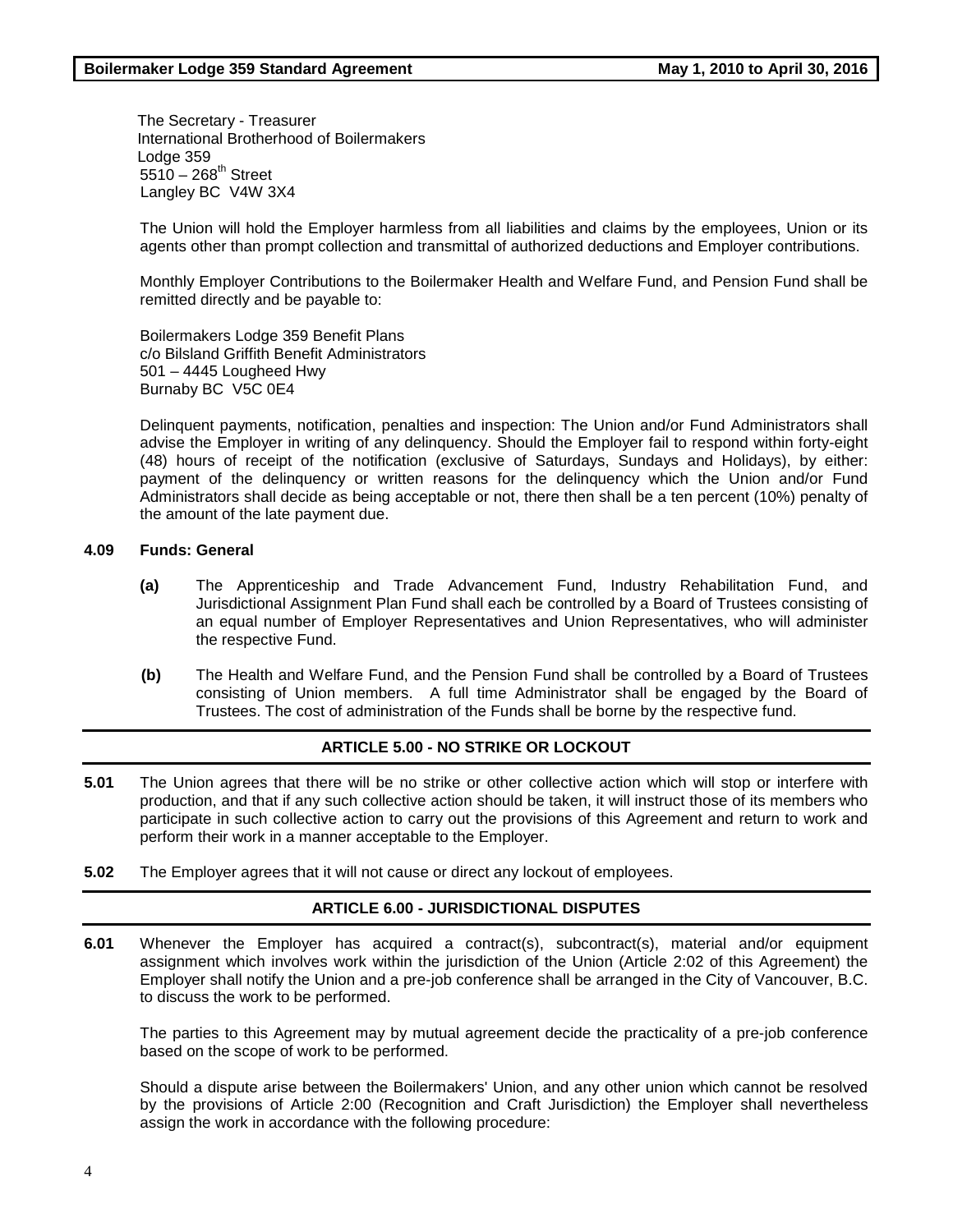The Secretary - Treasurer
International Brotherhood of Boilermakers
Lodge 359
5510 – 268th Street
Langley BC V4W 3X4

The Union will hold the Employer harmless from all liabilities and claims by the employees, Union or its agents other than prompt collection and transmittal of authorized deductions and Employer contributions.

Monthly Employer Contributions to the Boilermaker Health and Welfare Fund, and Pension Fund shall be remitted directly and be payable to:

Boilermakers Lodge 359 Benefit Plans
c/o Bilsland Griffith Benefit Administrators
501 – 4445 Lougheed Hwy
Burnaby BC V5C 0E4

Delinquent payments, notification, penalties and inspection: The Union and/or Fund Administrators shall advise the Employer in writing of any delinquency. Should the Employer fail to respond within forty-eight (48) hours of receipt of the notification (exclusive of Saturdays, Sundays and Holidays), by either: payment of the delinquency or written reasons for the delinquency which the Union and/or Fund Administrators shall decide as being acceptable or not, there then shall be a ten percent (10%) penalty of the amount of the late payment due.

**4.09 Funds: General**

**(a)** The Apprenticeship and Trade Advancement Fund, Industry Rehabilitation Fund, and Jurisdictional Assignment Plan Fund shall each be controlled by a Board of Trustees consisting of an equal number of Employer Representatives and Union Representatives, who will administer the respective Fund.

**(b)** The Health and Welfare Fund, and the Pension Fund shall be controlled by a Board of Trustees consisting of Union members. A full time Administrator shall be engaged by the Board of Trustees. The cost of administration of the Funds shall be borne by the respective fund.

## ARTICLE 5.00 - NO STRIKE OR LOCKOUT

**5.01** The Union agrees that there will be no strike or other collective action which will stop or interfere with production, and that if any such collective action should be taken, it will instruct those of its members who participate in such collective action to carry out the provisions of this Agreement and return to work and perform their work in a manner acceptable to the Employer.

**5.02** The Employer agrees that it will not cause or direct any lockout of employees.

## ARTICLE 6.00 - JURISDICTIONAL DISPUTES

**6.01** Whenever the Employer has acquired a contract(s), subcontract(s), material and/or equipment assignment which involves work within the jurisdiction of the Union (Article 2:02 of this Agreement) the Employer shall notify the Union and a pre-job conference shall be arranged in the City of Vancouver, B.C. to discuss the work to be performed.

The parties to this Agreement may by mutual agreement decide the practicality of a pre-job conference based on the scope of work to be performed.

Should a dispute arise between the Boilermakers' Union, and any other union which cannot be resolved by the provisions of Article 2:00 (Recognition and Craft Jurisdiction) the Employer shall nevertheless assign the work in accordance with the following procedure: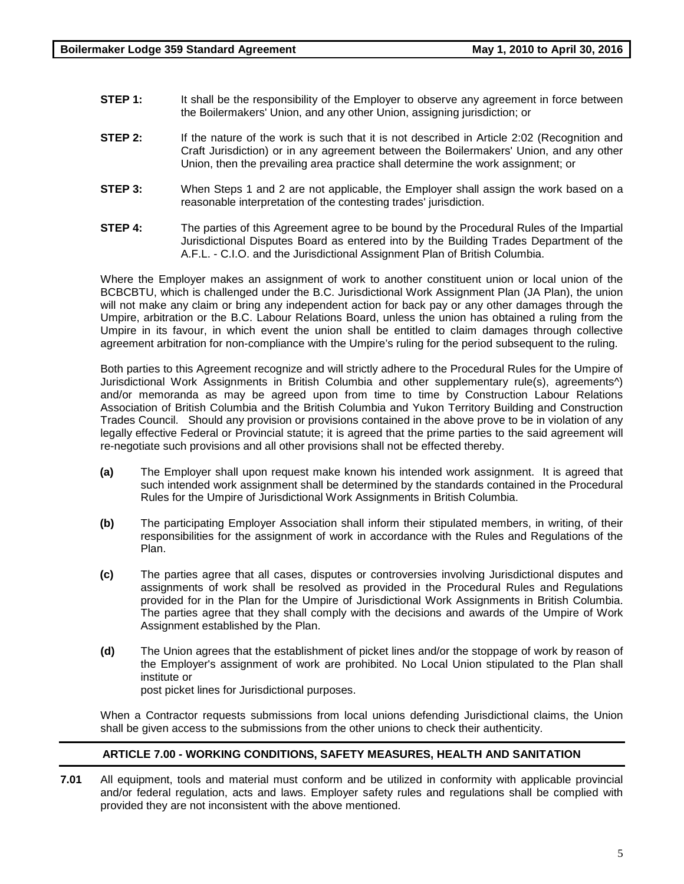**STEP 1:** It shall be the responsibility of the Employer to observe any agreement in force between the Boilermakers' Union, and any other Union, assigning jurisdiction; or

**STEP 2:** If the nature of the work is such that it is not described in Article 2:02 (Recognition and Craft Jurisdiction) or in any agreement between the Boilermakers' Union, and any other Union, then the prevailing area practice shall determine the work assignment; or

**STEP 3:** When Steps 1 and 2 are not applicable, the Employer shall assign the work based on a reasonable interpretation of the contesting trades' jurisdiction.

**STEP 4:** The parties of this Agreement agree to be bound by the Procedural Rules of the Impartial Jurisdictional Disputes Board as entered into by the Building Trades Department of the A.F.L. - C.I.O. and the Jurisdictional Assignment Plan of British Columbia.

Where the Employer makes an assignment of work to another constituent union or local union of the BCBCBTU, which is challenged under the B.C. Jurisdictional Work Assignment Plan (JA Plan), the union will not make any claim or bring any independent action for back pay or any other damages through the Umpire, arbitration or the B.C. Labour Relations Board, unless the union has obtained a ruling from the Umpire in its favour, in which event the union shall be entitled to claim damages through collective agreement arbitration for non-compliance with the Umpire's ruling for the period subsequent to the ruling.

Both parties to this Agreement recognize and will strictly adhere to the Procedural Rules for the Umpire of Jurisdictional Work Assignments in British Columbia and other supplementary rule(s), agreements^) and/or memoranda as may be agreed upon from time to time by Construction Labour Relations Association of British Columbia and the British Columbia and Yukon Territory Building and Construction Trades Council. Should any provision or provisions contained in the above prove to be in violation of any legally effective Federal or Provincial statute; it is agreed that the prime parties to the said agreement will re-negotiate such provisions and all other provisions shall not be effected thereby.

**(a)** The Employer shall upon request make known his intended work assignment. It is agreed that such intended work assignment shall be determined by the standards contained in the Procedural Rules for the Umpire of Jurisdictional Work Assignments in British Columbia.

**(b)** The participating Employer Association shall inform their stipulated members, in writing, of their responsibilities for the assignment of work in accordance with the Rules and Regulations of the Plan.

**(c)** The parties agree that all cases, disputes or controversies involving Jurisdictional disputes and assignments of work shall be resolved as provided in the Procedural Rules and Regulations provided for in the Plan for the Umpire of Jurisdictional Work Assignments in British Columbia. The parties agree that they shall comply with the decisions and awards of the Umpire of Work Assignment established by the Plan.

**(d)** The Union agrees that the establishment of picket lines and/or the stoppage of work by reason of the Employer's assignment of work are prohibited. No Local Union stipulated to the Plan shall institute or
post picket lines for Jurisdictional purposes.

When a Contractor requests submissions from local unions defending Jurisdictional claims, the Union shall be given access to the submissions from the other unions to check their authenticity.

## ARTICLE 7.00 - WORKING CONDITIONS, SAFETY MEASURES, HEALTH AND SANITATION

**7.01** All equipment, tools and material must conform and be utilized in conformity with applicable provincial and/or federal regulation, acts and laws. Employer safety rules and regulations shall be complied with provided they are not inconsistent with the above mentioned.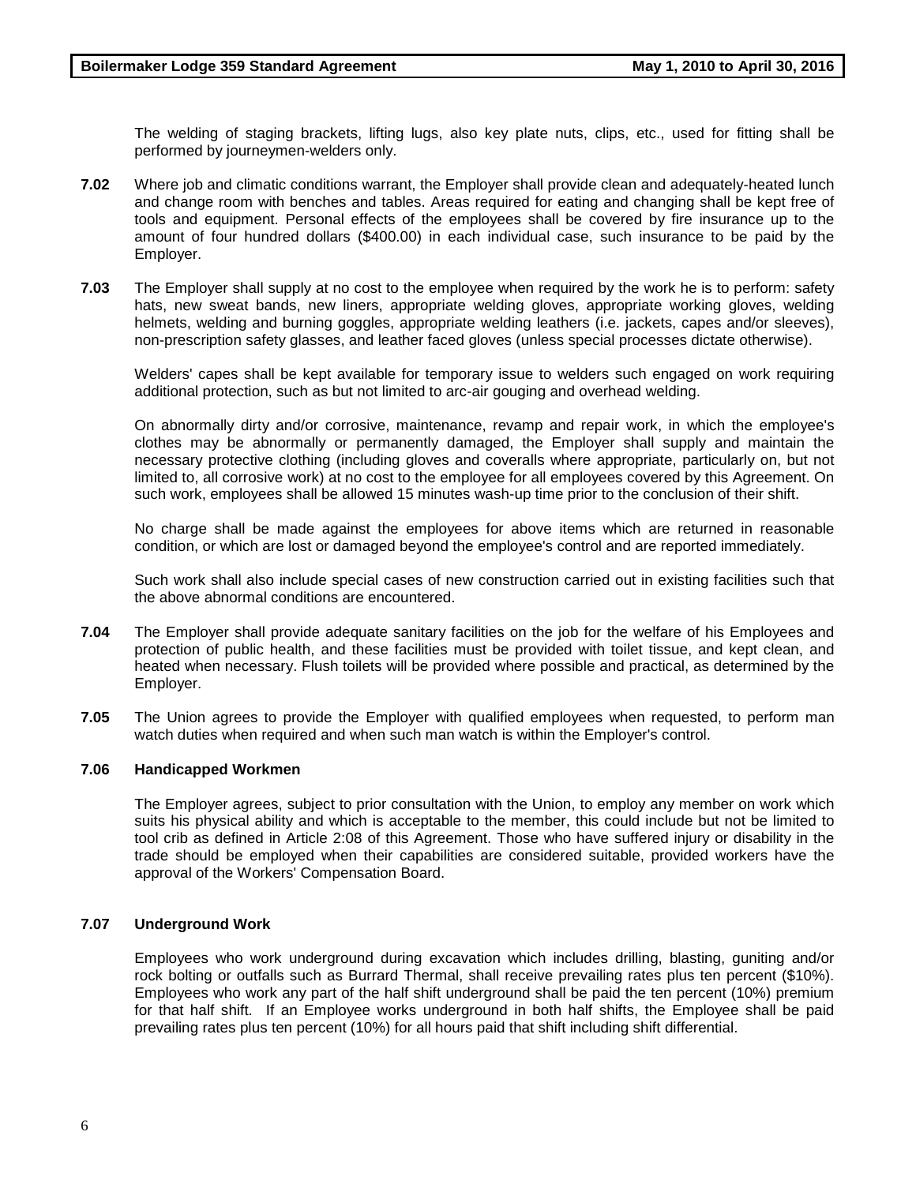The welding of staging brackets, lifting lugs, also key plate nuts, clips, etc., used for fitting shall be performed by journeymen-welders only.

**7.02** Where job and climatic conditions warrant, the Employer shall provide clean and adequately-heated lunch and change room with benches and tables. Areas required for eating and changing shall be kept free of tools and equipment. Personal effects of the employees shall be covered by fire insurance up to the amount of four hundred dollars ($400.00) in each individual case, such insurance to be paid by the Employer.

**7.03** The Employer shall supply at no cost to the employee when required by the work he is to perform: safety hats, new sweat bands, new liners, appropriate welding gloves, appropriate working gloves, welding helmets, welding and burning goggles, appropriate welding leathers (i.e. jackets, capes and/or sleeves), non-prescription safety glasses, and leather faced gloves (unless special processes dictate otherwise).

Welders' capes shall be kept available for temporary issue to welders such engaged on work requiring additional protection, such as but not limited to arc-air gouging and overhead welding.

On abnormally dirty and/or corrosive, maintenance, revamp and repair work, in which the employee's clothes may be abnormally or permanently damaged, the Employer shall supply and maintain the necessary protective clothing (including gloves and coveralls where appropriate, particularly on, but not limited to, all corrosive work) at no cost to the employee for all employees covered by this Agreement. On such work, employees shall be allowed 15 minutes wash-up time prior to the conclusion of their shift.

No charge shall be made against the employees for above items which are returned in reasonable condition, or which are lost or damaged beyond the employee's control and are reported immediately.

Such work shall also include special cases of new construction carried out in existing facilities such that the above abnormal conditions are encountered.

**7.04** The Employer shall provide adequate sanitary facilities on the job for the welfare of his Employees and protection of public health, and these facilities must be provided with toilet tissue, and kept clean, and heated when necessary. Flush toilets will be provided where possible and practical, as determined by the Employer.

**7.05** The Union agrees to provide the Employer with qualified employees when requested, to perform man watch duties when required and when such man watch is within the Employer's control.

### 7.06 Handicapped Workmen

The Employer agrees, subject to prior consultation with the Union, to employ any member on work which suits his physical ability and which is acceptable to the member, this could include but not be limited to tool crib as defined in Article 2:08 of this Agreement. Those who have suffered injury or disability in the trade should be employed when their capabilities are considered suitable, provided workers have the approval of the Workers' Compensation Board.

### 7.07 Underground Work

Employees who work underground during excavation which includes drilling, blasting, guniting and/or rock bolting or outfalls such as Burrard Thermal, shall receive prevailing rates plus ten percent ($10%). Employees who work any part of the half shift underground shall be paid the ten percent (10%) premium for that half shift. If an Employee works underground in both half shifts, the Employee shall be paid prevailing rates plus ten percent (10%) for all hours paid that shift including shift differential.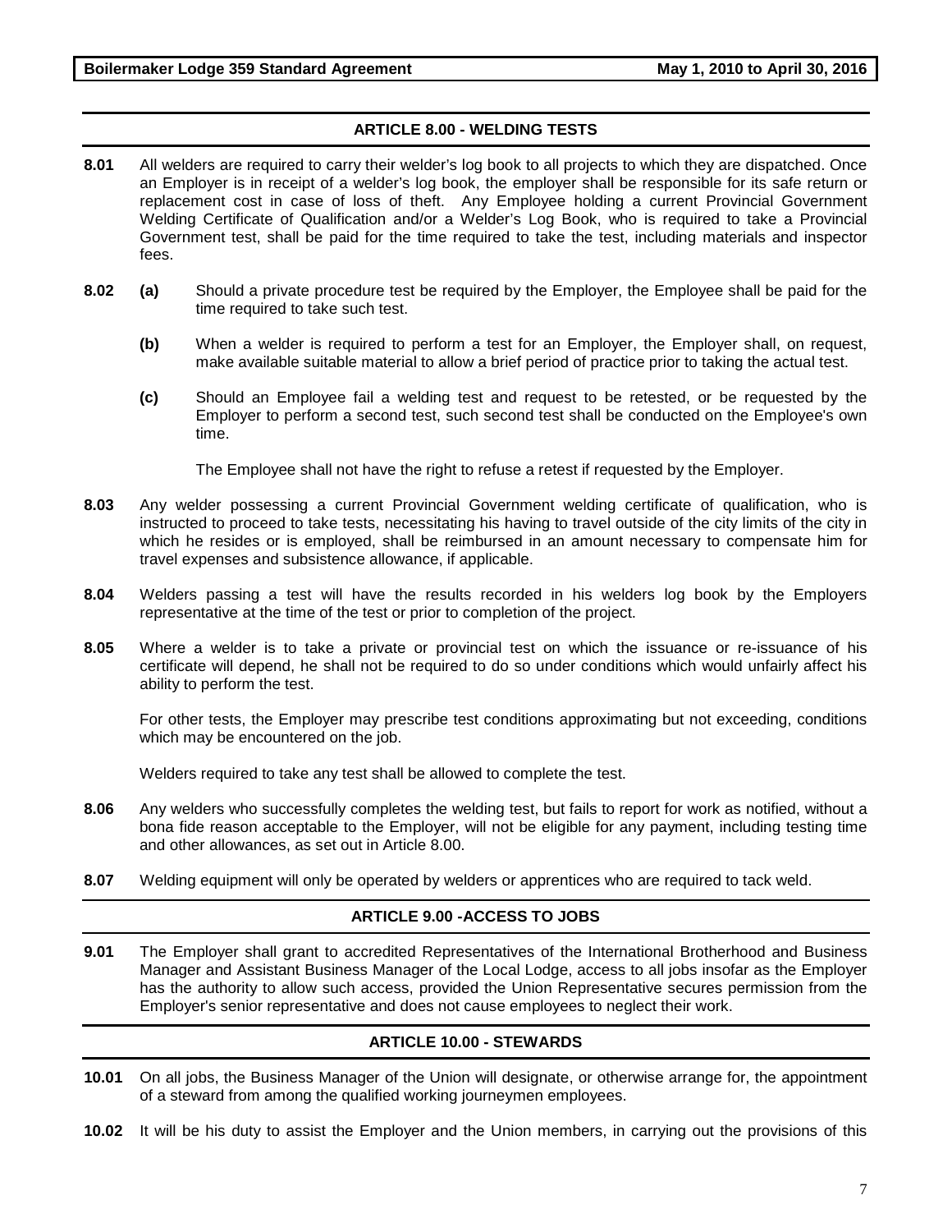## ARTICLE 8.00 - WELDING TESTS

**8.01** All welders are required to carry their welder's log book to all projects to which they are dispatched. Once an Employer is in receipt of a welder's log book, the employer shall be responsible for its safe return or replacement cost in case of loss of theft. Any Employee holding a current Provincial Government Welding Certificate of Qualification and/or a Welder's Log Book, who is required to take a Provincial Government test, shall be paid for the time required to take the test, including materials and inspector fees.

**8.02** **(a)** Should a private procedure test be required by the Employer, the Employee shall be paid for the time required to take such test.

**(b)** When a welder is required to perform a test for an Employer, the Employer shall, on request, make available suitable material to allow a brief period of practice prior to taking the actual test.

**(c)** Should an Employee fail a welding test and request to be retested, or be requested by the Employer to perform a second test, such second test shall be conducted on the Employee's own time.

The Employee shall not have the right to refuse a retest if requested by the Employer.

**8.03** Any welder possessing a current Provincial Government welding certificate of qualification, who is instructed to proceed to take tests, necessitating his having to travel outside of the city limits of the city in which he resides or is employed, shall be reimbursed in an amount necessary to compensate him for travel expenses and subsistence allowance, if applicable.

**8.04** Welders passing a test will have the results recorded in his welders log book by the Employers representative at the time of the test or prior to completion of the project.

**8.05** Where a welder is to take a private or provincial test on which the issuance or re-issuance of his certificate will depend, he shall not be required to do so under conditions which would unfairly affect his ability to perform the test.

For other tests, the Employer may prescribe test conditions approximating but not exceeding, conditions which may be encountered on the job.

Welders required to take any test shall be allowed to complete the test.

**8.06** Any welders who successfully completes the welding test, but fails to report for work as notified, without a bona fide reason acceptable to the Employer, will not be eligible for any payment, including testing time and other allowances, as set out in Article 8.00.

**8.07** Welding equipment will only be operated by welders or apprentices who are required to tack weld.

## ARTICLE 9.00 -ACCESS TO JOBS

**9.01** The Employer shall grant to accredited Representatives of the International Brotherhood and Business Manager and Assistant Business Manager of the Local Lodge, access to all jobs insofar as the Employer has the authority to allow such access, provided the Union Representative secures permission from the Employer's senior representative and does not cause employees to neglect their work.

## ARTICLE 10.00 - STEWARDS

**10.01** On all jobs, the Business Manager of the Union will designate, or otherwise arrange for, the appointment of a steward from among the qualified working journeymen employees.

**10.02** It will be his duty to assist the Employer and the Union members, in carrying out the provisions of this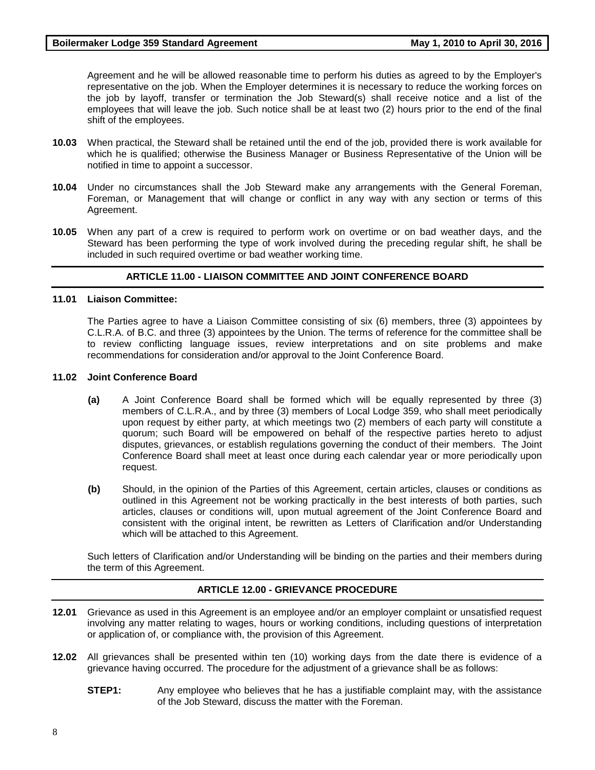Agreement and he will be allowed reasonable time to perform his duties as agreed to by the Employer's representative on the job. When the Employer determines it is necessary to reduce the working forces on the job by layoff, transfer or termination the Job Steward(s) shall receive notice and a list of the employees that will leave the job. Such notice shall be at least two (2) hours prior to the end of the final shift of the employees.

**10.03** When practical, the Steward shall be retained until the end of the job, provided there is work available for which he is qualified; otherwise the Business Manager or Business Representative of the Union will be notified in time to appoint a successor.

**10.04** Under no circumstances shall the Job Steward make any arrangements with the General Foreman, Foreman, or Management that will change or conflict in any way with any section or terms of this Agreement.

**10.05** When any part of a crew is required to perform work on overtime or on bad weather days, and the Steward has been performing the type of work involved during the preceding regular shift, he shall be included in such required overtime or bad weather working time.

## ARTICLE 11.00 - LIAISON COMMITTEE AND JOINT CONFERENCE BOARD

**11.01 Liaison Committee:**

The Parties agree to have a Liaison Committee consisting of six (6) members, three (3) appointees by C.L.R.A. of B.C. and three (3) appointees by the Union. The terms of reference for the committee shall be to review conflicting language issues, review interpretations and on site problems and make recommendations for consideration and/or approval to the Joint Conference Board.

**11.02 Joint Conference Board**

**(a)** A Joint Conference Board shall be formed which will be equally represented by three (3) members of C.L.R.A., and by three (3) members of Local Lodge 359, who shall meet periodically upon request by either party, at which meetings two (2) members of each party will constitute a quorum; such Board will be empowered on behalf of the respective parties hereto to adjust disputes, grievances, or establish regulations governing the conduct of their members. The Joint Conference Board shall meet at least once during each calendar year or more periodically upon request.

**(b)** Should, in the opinion of the Parties of this Agreement, certain articles, clauses or conditions as outlined in this Agreement not be working practically in the best interests of both parties, such articles, clauses or conditions will, upon mutual agreement of the Joint Conference Board and consistent with the original intent, be rewritten as Letters of Clarification and/or Understanding which will be attached to this Agreement.

Such letters of Clarification and/or Understanding will be binding on the parties and their members during the term of this Agreement.

## ARTICLE 12.00 - GRIEVANCE PROCEDURE

**12.01** Grievance as used in this Agreement is an employee and/or an employer complaint or unsatisfied request involving any matter relating to wages, hours or working conditions, including questions of interpretation or application of, or compliance with, the provision of this Agreement.

**12.02** All grievances shall be presented within ten (10) working days from the date there is evidence of a grievance having occurred. The procedure for the adjustment of a grievance shall be as follows:

**STEP1:** Any employee who believes that he has a justifiable complaint may, with the assistance of the Job Steward, discuss the matter with the Foreman.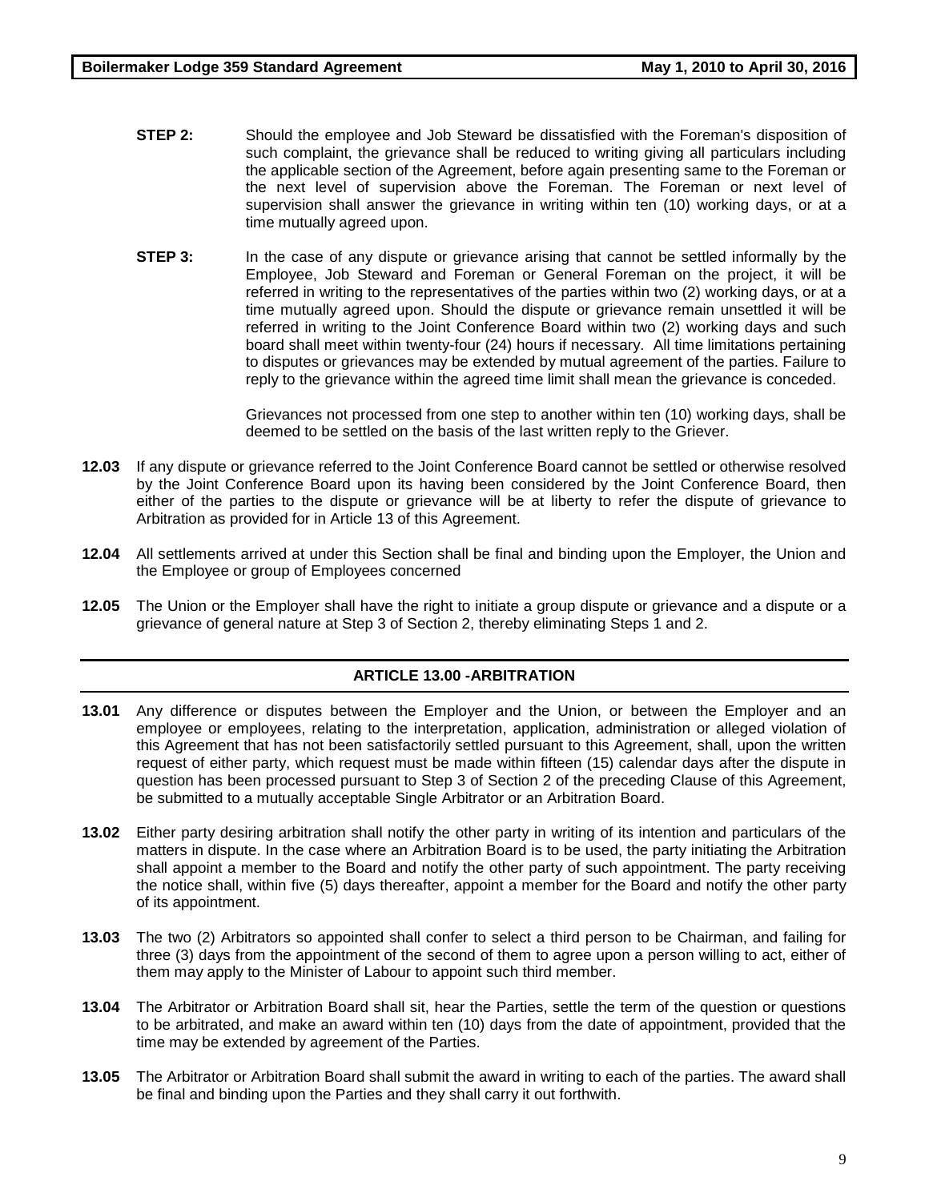**STEP 2:** Should the employee and Job Steward be dissatisfied with the Foreman's disposition of such complaint, the grievance shall be reduced to writing giving all particulars including the applicable section of the Agreement, before again presenting same to the Foreman or the next level of supervision above the Foreman. The Foreman or next level of supervision shall answer the grievance in writing within ten (10) working days, or at a time mutually agreed upon.

**STEP 3:** In the case of any dispute or grievance arising that cannot be settled informally by the Employee, Job Steward and Foreman or General Foreman on the project, it will be referred in writing to the representatives of the parties within two (2) working days, or at a time mutually agreed upon. Should the dispute or grievance remain unsettled it will be referred in writing to the Joint Conference Board within two (2) working days and such board shall meet within twenty-four (24) hours if necessary. All time limitations pertaining to disputes or grievances may be extended by mutual agreement of the parties. Failure to reply to the grievance within the agreed time limit shall mean the grievance is conceded.

Grievances not processed from one step to another within ten (10) working days, shall be deemed to be settled on the basis of the last written reply to the Griever.

**12.03** If any dispute or grievance referred to the Joint Conference Board cannot be settled or otherwise resolved by the Joint Conference Board upon its having been considered by the Joint Conference Board, then either of the parties to the dispute or grievance will be at liberty to refer the dispute of grievance to Arbitration as provided for in Article 13 of this Agreement.

**12.04** All settlements arrived at under this Section shall be final and binding upon the Employer, the Union and the Employee or group of Employees concerned

**12.05** The Union or the Employer shall have the right to initiate a group dispute or grievance and a dispute or a grievance of general nature at Step 3 of Section 2, thereby eliminating Steps 1 and 2.

## ARTICLE 13.00 -ARBITRATION

**13.01** Any difference or disputes between the Employer and the Union, or between the Employer and an employee or employees, relating to the interpretation, application, administration or alleged violation of this Agreement that has not been satisfactorily settled pursuant to this Agreement, shall, upon the written request of either party, which request must be made within fifteen (15) calendar days after the dispute in question has been processed pursuant to Step 3 of Section 2 of the preceding Clause of this Agreement, be submitted to a mutually acceptable Single Arbitrator or an Arbitration Board.

**13.02** Either party desiring arbitration shall notify the other party in writing of its intention and particulars of the matters in dispute. In the case where an Arbitration Board is to be used, the party initiating the Arbitration shall appoint a member to the Board and notify the other party of such appointment. The party receiving the notice shall, within five (5) days thereafter, appoint a member for the Board and notify the other party of its appointment.

**13.03** The two (2) Arbitrators so appointed shall confer to select a third person to be Chairman, and failing for three (3) days from the appointment of the second of them to agree upon a person willing to act, either of them may apply to the Minister of Labour to appoint such third member.

**13.04** The Arbitrator or Arbitration Board shall sit, hear the Parties, settle the term of the question or questions to be arbitrated, and make an award within ten (10) days from the date of appointment, provided that the time may be extended by agreement of the Parties.

**13.05** The Arbitrator or Arbitration Board shall submit the award in writing to each of the parties. The award shall be final and binding upon the Parties and they shall carry it out forthwith.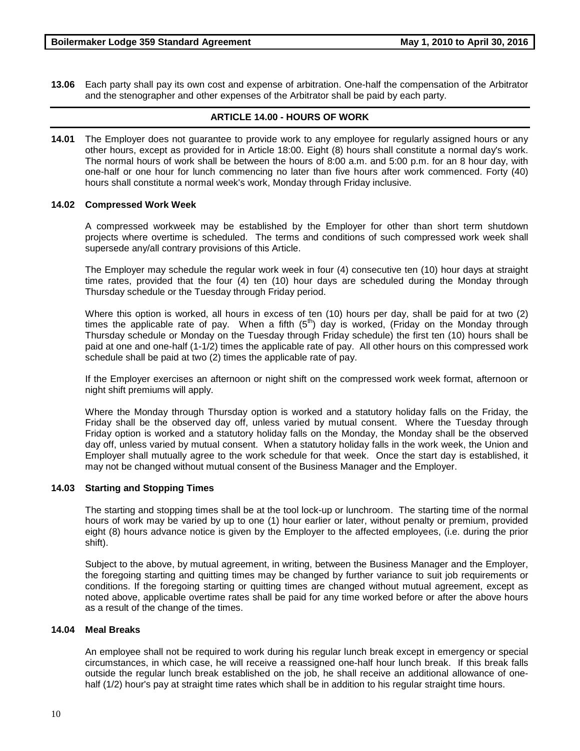**13.06** Each party shall pay its own cost and expense of arbitration. One-half the compensation of the Arbitrator and the stenographer and other expenses of the Arbitrator shall be paid by each party.

## ARTICLE 14.00 - HOURS OF WORK

**14.01** The Employer does not guarantee to provide work to any employee for regularly assigned hours or any other hours, except as provided for in Article 18:00. Eight (8) hours shall constitute a normal day's work. The normal hours of work shall be between the hours of 8:00 a.m. and 5:00 p.m. for an 8 hour day, with one-half or one hour for lunch commencing no later than five hours after work commenced. Forty (40) hours shall constitute a normal week's work, Monday through Friday inclusive.

### 14.02 Compressed Work Week

A compressed workweek may be established by the Employer for other than short term shutdown projects where overtime is scheduled. The terms and conditions of such compressed work week shall supersede any/all contrary provisions of this Article.

The Employer may schedule the regular work week in four (4) consecutive ten (10) hour days at straight time rates, provided that the four (4) ten (10) hour days are scheduled during the Monday through Thursday schedule or the Tuesday through Friday period.

Where this option is worked, all hours in excess of ten (10) hours per day, shall be paid for at two (2) times the applicable rate of pay. When a fifth ($5^{th}$) day is worked, (Friday on the Monday through Thursday schedule or Monday on the Tuesday through Friday schedule) the first ten (10) hours shall be paid at one and one-half (1-1/2) times the applicable rate of pay. All other hours on this compressed work schedule shall be paid at two (2) times the applicable rate of pay.

If the Employer exercises an afternoon or night shift on the compressed work week format, afternoon or night shift premiums will apply.

Where the Monday through Thursday option is worked and a statutory holiday falls on the Friday, the Friday shall be the observed day off, unless varied by mutual consent. Where the Tuesday through Friday option is worked and a statutory holiday falls on the Monday, the Monday shall be the observed day off, unless varied by mutual consent. When a statutory holiday falls in the work week, the Union and Employer shall mutually agree to the work schedule for that week. Once the start day is established, it may not be changed without mutual consent of the Business Manager and the Employer.

### 14.03 Starting and Stopping Times

The starting and stopping times shall be at the tool lock-up or lunchroom. The starting time of the normal hours of work may be varied by up to one (1) hour earlier or later, without penalty or premium, provided eight (8) hours advance notice is given by the Employer to the affected employees, (i.e. during the prior shift).

Subject to the above, by mutual agreement, in writing, between the Business Manager and the Employer, the foregoing starting and quitting times may be changed by further variance to suit job requirements or conditions. If the foregoing starting or quitting times are changed without mutual agreement, except as noted above, applicable overtime rates shall be paid for any time worked before or after the above hours as a result of the change of the times.

### 14.04 Meal Breaks

An employee shall not be required to work during his regular lunch break except in emergency or special circumstances, in which case, he will receive a reassigned one-half hour lunch break. If this break falls outside the regular lunch break established on the job, he shall receive an additional allowance of one-half (1/2) hour's pay at straight time rates which shall be in addition to his regular straight time hours.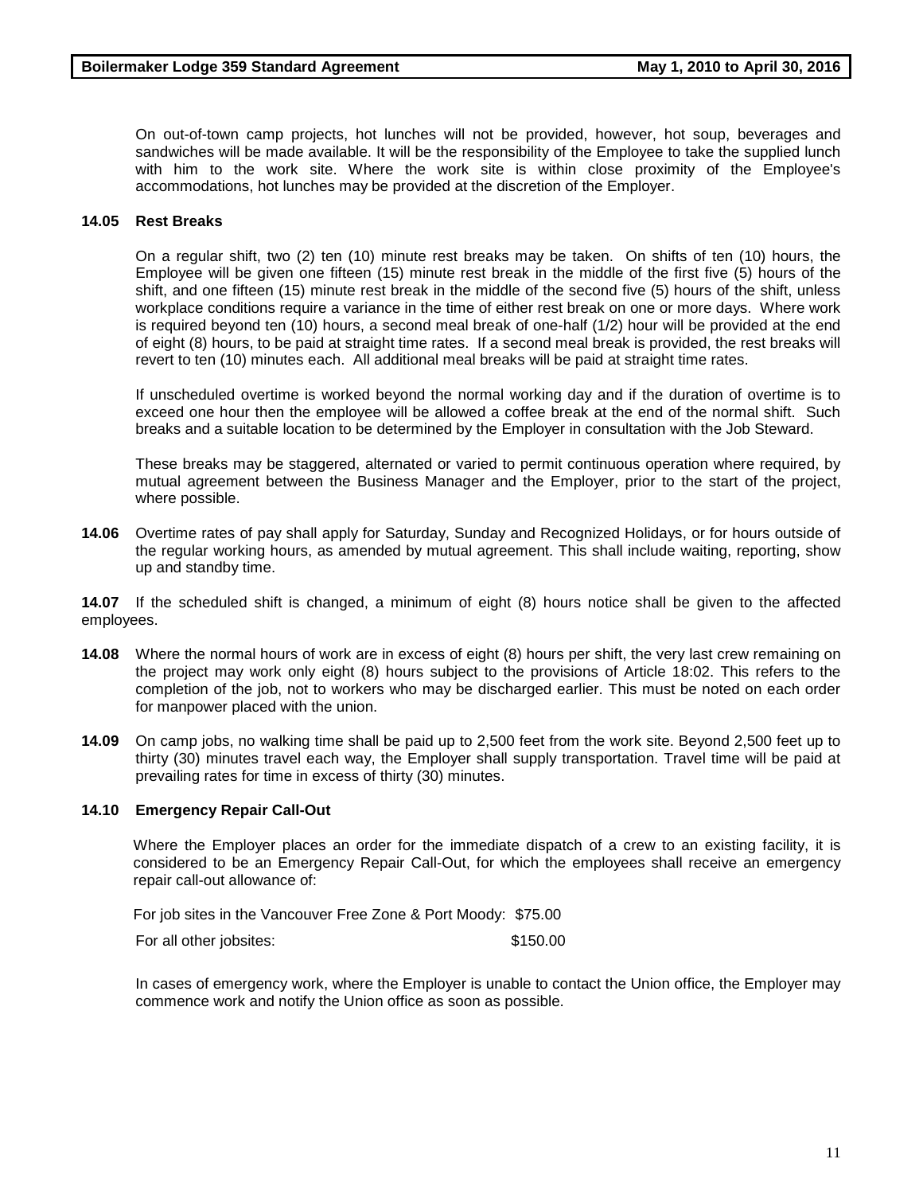On out-of-town camp projects, hot lunches will not be provided, however, hot soup, beverages and sandwiches will be made available. It will be the responsibility of the Employee to take the supplied lunch with him to the work site. Where the work site is within close proximity of the Employee's accommodations, hot lunches may be provided at the discretion of the Employer.

**14.05 Rest Breaks**

On a regular shift, two (2) ten (10) minute rest breaks may be taken. On shifts of ten (10) hours, the Employee will be given one fifteen (15) minute rest break in the middle of the first five (5) hours of the shift, and one fifteen (15) minute rest break in the middle of the second five (5) hours of the shift, unless workplace conditions require a variance in the time of either rest break on one or more days. Where work is required beyond ten (10) hours, a second meal break of one-half (1/2) hour will be provided at the end of eight (8) hours, to be paid at straight time rates. If a second meal break is provided, the rest breaks will revert to ten (10) minutes each. All additional meal breaks will be paid at straight time rates.

If unscheduled overtime is worked beyond the normal working day and if the duration of overtime is to exceed one hour then the employee will be allowed a coffee break at the end of the normal shift. Such breaks and a suitable location to be determined by the Employer in consultation with the Job Steward.

These breaks may be staggered, alternated or varied to permit continuous operation where required, by mutual agreement between the Business Manager and the Employer, prior to the start of the project, where possible.

**14.06** Overtime rates of pay shall apply for Saturday, Sunday and Recognized Holidays, or for hours outside of the regular working hours, as amended by mutual agreement. This shall include waiting, reporting, show up and standby time.

**14.07** If the scheduled shift is changed, a minimum of eight (8) hours notice shall be given to the affected employees.

**14.08** Where the normal hours of work are in excess of eight (8) hours per shift, the very last crew remaining on the project may work only eight (8) hours subject to the provisions of Article 18:02. This refers to the completion of the job, not to workers who may be discharged earlier. This must be noted on each order for manpower placed with the union.

**14.09** On camp jobs, no walking time shall be paid up to 2,500 feet from the work site. Beyond 2,500 feet up to thirty (30) minutes travel each way, the Employer shall supply transportation. Travel time will be paid at prevailing rates for time in excess of thirty (30) minutes.

**14.10 Emergency Repair Call-Out**

Where the Employer places an order for the immediate dispatch of a crew to an existing facility, it is considered to be an Emergency Repair Call-Out, for which the employees shall receive an emergency repair call-out allowance of:

| | |
|---|---|
| For job sites in the Vancouver Free Zone & Port Moody: | $75.00 |
| For all other jobsites: | $150.00 |

In cases of emergency work, where the Employer is unable to contact the Union office, the Employer may commence work and notify the Union office as soon as possible.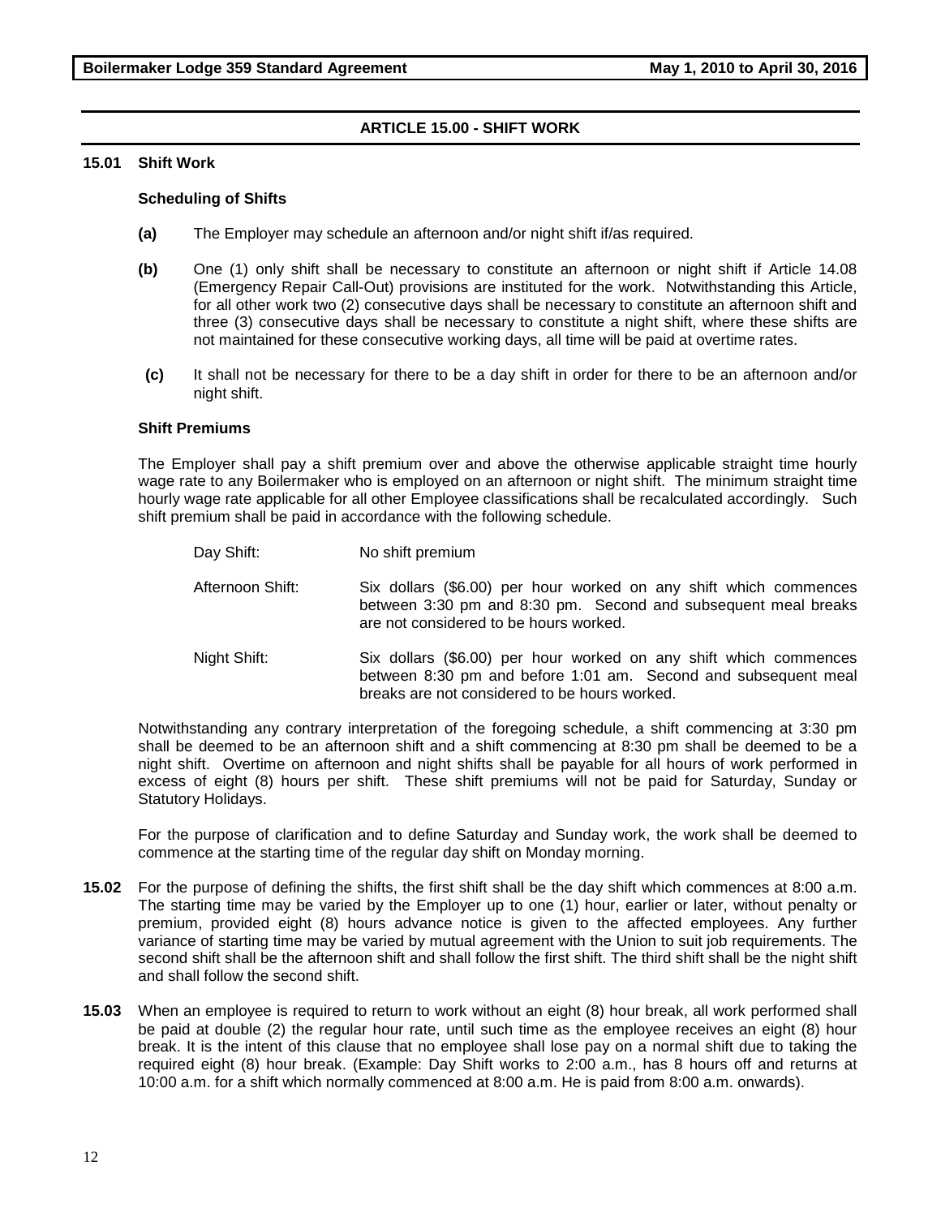## ARTICLE 15.00 - SHIFT WORK

**15.01 Shift Work**

**Scheduling of Shifts**

**(a)** The Employer may schedule an afternoon and/or night shift if/as required.

**(b)** One (1) only shift shall be necessary to constitute an afternoon or night shift if Article 14.08 (Emergency Repair Call-Out) provisions are instituted for the work. Notwithstanding this Article, for all other work two (2) consecutive days shall be necessary to constitute an afternoon shift and three (3) consecutive days shall be necessary to constitute a night shift, where these shifts are not maintained for these consecutive working days, all time will be paid at overtime rates.

**(c)** It shall not be necessary for there to be a day shift in order for there to be an afternoon and/or night shift.

**Shift Premiums**

The Employer shall pay a shift premium over and above the otherwise applicable straight time hourly wage rate to any Boilermaker who is employed on an afternoon or night shift. The minimum straight time hourly wage rate applicable for all other Employee classifications shall be recalculated accordingly. Such shift premium shall be paid in accordance with the following schedule.

| | |
|---|---|
| Day Shift: | No shift premium |
| Afternoon Shift: | Six dollars ($6.00) per hour worked on any shift which commences between 3:30 pm and 8:30 pm. Second and subsequent meal breaks are not considered to be hours worked. |
| Night Shift: | Six dollars ($6.00) per hour worked on any shift which commences between 8:30 pm and before 1:01 am. Second and subsequent meal breaks are not considered to be hours worked. |

Notwithstanding any contrary interpretation of the foregoing schedule, a shift commencing at 3:30 pm shall be deemed to be an afternoon shift and a shift commencing at 8:30 pm shall be deemed to be a night shift. Overtime on afternoon and night shifts shall be payable for all hours of work performed in excess of eight (8) hours per shift. These shift premiums will not be paid for Saturday, Sunday or Statutory Holidays.

For the purpose of clarification and to define Saturday and Sunday work, the work shall be deemed to commence at the starting time of the regular day shift on Monday morning.

**15.02** For the purpose of defining the shifts, the first shift shall be the day shift which commences at 8:00 a.m. The starting time may be varied by the Employer up to one (1) hour, earlier or later, without penalty or premium, provided eight (8) hours advance notice is given to the affected employees. Any further variance of starting time may be varied by mutual agreement with the Union to suit job requirements. The second shift shall be the afternoon shift and shall follow the first shift. The third shift shall be the night shift and shall follow the second shift.

**15.03** When an employee is required to return to work without an eight (8) hour break, all work performed shall be paid at double (2) the regular hour rate, until such time as the employee receives an eight (8) hour break. It is the intent of this clause that no employee shall lose pay on a normal shift due to taking the required eight (8) hour break. (Example: Day Shift works to 2:00 a.m., has 8 hours off and returns at 10:00 a.m. for a shift which normally commenced at 8:00 a.m. He is paid from 8:00 a.m. onwards).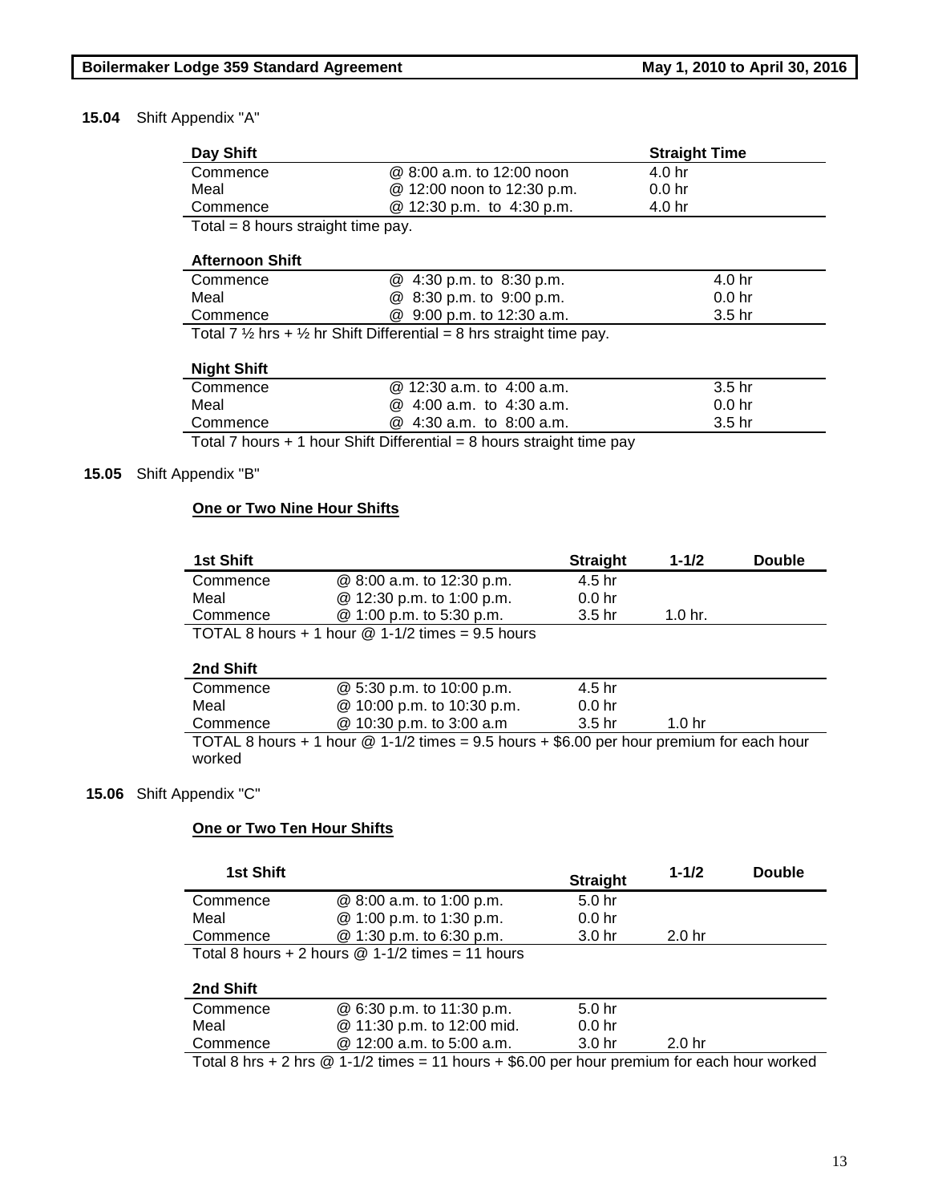**15.04** Shift Appendix "A"

| Day Shift | | Straight Time |
|---|---|---|
| Commence | @ 8:00 a.m. to 12:00 noon | 4.0 hr |
| Meal | @ 12:00 noon to 12:30 p.m. | 0.0 hr |
| Commence | @ 12:30 p.m. to 4:30 p.m. | 4.0 hr |

Total = 8 hours straight time pay.

| Afternoon Shift | | |
|---|---|---|
| Commence | @ 4:30 p.m. to 8:30 p.m. | 4.0 hr |
| Meal | @ 8:30 p.m. to 9:00 p.m. | 0.0 hr |
| Commence | @ 9:00 p.m. to 12:30 a.m. | 3.5 hr |

Total 7 ½ hrs + ½ hr Shift Differential = 8 hrs straight time pay.

| Night Shift | | |
|---|---|---|
| Commence | @ 12:30 a.m. to 4:00 a.m. | 3.5 hr |
| Meal | @ 4:00 a.m. to 4:30 a.m. | 0.0 hr |
| Commence | @ 4:30 a.m. to 8:00 a.m. | 3.5 hr |

Total 7 hours + 1 hour Shift Differential = 8 hours straight time pay

**15.05** Shift Appendix "B"

**One or Two Nine Hour Shifts**

| 1st Shift | | Straight | 1-1/2 | Double |
|---|---|---|---|---|
| Commence | @ 8:00 a.m. to 12:30 p.m. | 4.5 hr | | |
| Meal | @ 12:30 p.m. to 1:00 p.m. | 0.0 hr | | |
| Commence | @ 1:00 p.m. to 5:30 p.m. | 3.5 hr | 1.0 hr. | |

TOTAL 8 hours + 1 hour @ 1-1/2 times = 9.5 hours

| 2nd Shift | | | | |
|---|---|---|---|---|
| Commence | @ 5:30 p.m. to 10:00 p.m. | 4.5 hr | | |
| Meal | @ 10:00 p.m. to 10:30 p.m. | 0.0 hr | | |
| Commence | @ 10:30 p.m. to 3:00 a.m | 3.5 hr | 1.0 hr | |

TOTAL 8 hours + 1 hour @ 1-1/2 times = 9.5 hours + $6.00 per hour premium for each hour worked

**15.06** Shift Appendix "C"

**One or Two Ten Hour Shifts**

| 1st Shift | | Straight | 1-1/2 | Double |
|---|---|---|---|---|
| Commence | @ 8:00 a.m. to 1:00 p.m. | 5.0 hr | | |
| Meal | @ 1:00 p.m. to 1:30 p.m. | 0.0 hr | | |
| Commence | @ 1:30 p.m. to 6:30 p.m. | 3.0 hr | 2.0 hr | |

Total 8 hours + 2 hours @ 1-1/2 times = 11 hours

| 2nd Shift | | | | |
|---|---|---|---|---|
| Commence | @ 6:30 p.m. to 11:30 p.m. | 5.0 hr | | |
| Meal | @ 11:30 p.m. to 12:00 mid. | 0.0 hr | | |
| Commence | @ 12:00 a.m. to 5:00 a.m. | 3.0 hr | 2.0 hr | |

Total 8 hrs + 2 hrs @ 1-1/2 times = 11 hours + $6.00 per hour premium for each hour worked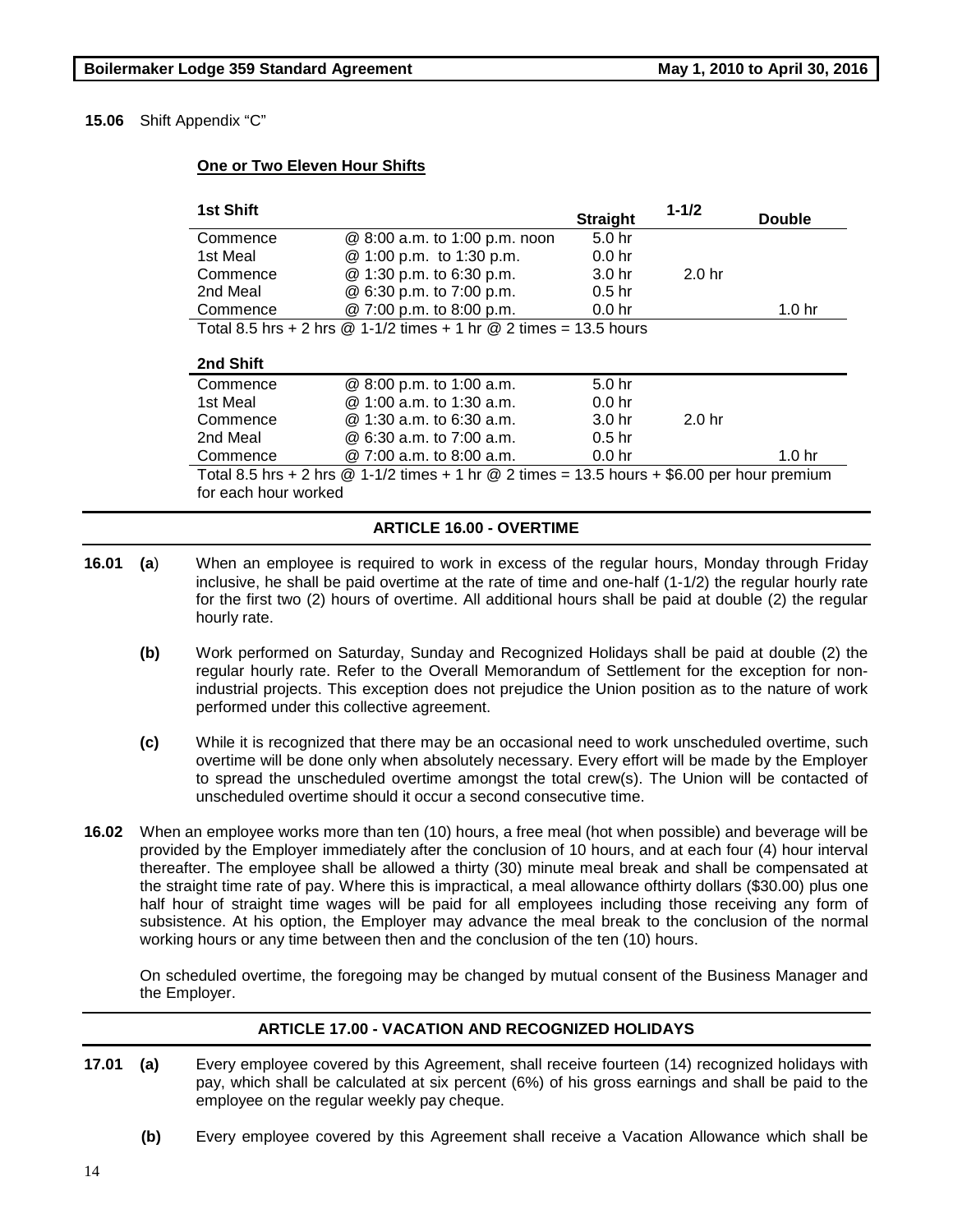**15.06** Shift Appendix "C"

**One or Two Eleven Hour Shifts**

| 1st Shift | | Straight | 1-1/2 | Double |
|---|---|---|---|---|
| Commence | @ 8:00 a.m. to 1:00 p.m. noon | 5.0 hr | | |
| 1st Meal | @ 1:00 p.m. to 1:30 p.m. | 0.0 hr | | |
| Commence | @ 1:30 p.m. to 6:30 p.m. | 3.0 hr | 2.0 hr | |
| 2nd Meal | @ 6:30 p.m. to 7:00 p.m. | 0.5 hr | | |
| Commence | @ 7:00 p.m. to 8:00 p.m. | 0.0 hr | | 1.0 hr |
| Total 8.5 hrs + 2 hrs @ 1-1/2 times + 1 hr @ 2 times = 13.5 hours | | | | |
| **2nd Shift** | | | | |
| Commence | @ 8:00 p.m. to 1:00 a.m. | 5.0 hr | | |
| 1st Meal | @ 1:00 a.m. to 1:30 a.m. | 0.0 hr | | |
| Commence | @ 1:30 a.m. to 6:30 a.m. | 3.0 hr | 2.0 hr | |
| 2nd Meal | @ 6:30 a.m. to 7:00 a.m. | 0.5 hr | | |
| Commence | @ 7:00 a.m. to 8:00 a.m. | 0.0 hr | | 1.0 hr |
| Total 8.5 hrs + 2 hrs @ 1-1/2 times + 1 hr @ 2 times = 13.5 hours + $6.00 per hour premium for each hour worked | | | | |

## ARTICLE 16.00 - OVERTIME

**16.01** **(a)** When an employee is required to work in excess of the regular hours, Monday through Friday inclusive, he shall be paid overtime at the rate of time and one-half (1-1/2) the regular hourly rate for the first two (2) hours of overtime. All additional hours shall be paid at double (2) the regular hourly rate.

**(b)** Work performed on Saturday, Sunday and Recognized Holidays shall be paid at double (2) the regular hourly rate. Refer to the Overall Memorandum of Settlement for the exception for non-industrial projects. This exception does not prejudice the Union position as to the nature of work performed under this collective agreement.

**(c)** While it is recognized that there may be an occasional need to work unscheduled overtime, such overtime will be done only when absolutely necessary. Every effort will be made by the Employer to spread the unscheduled overtime amongst the total crew(s). The Union will be contacted of unscheduled overtime should it occur a second consecutive time.

**16.02** When an employee works more than ten (10) hours, a free meal (hot when possible) and beverage will be provided by the Employer immediately after the conclusion of 10 hours, and at each four (4) hour interval thereafter. The employee shall be allowed a thirty (30) minute meal break and shall be compensated at the straight time rate of pay. Where this is impractical, a meal allowance ofthirty dollars ($30.00) plus one half hour of straight time wages will be paid for all employees including those receiving any form of subsistence. At his option, the Employer may advance the meal break to the conclusion of the normal working hours or any time between then and the conclusion of the ten (10) hours.

On scheduled overtime, the foregoing may be changed by mutual consent of the Business Manager and the Employer.

## ARTICLE 17.00 - VACATION AND RECOGNIZED HOLIDAYS

**17.01** **(a)** Every employee covered by this Agreement, shall receive fourteen (14) recognized holidays with pay, which shall be calculated at six percent (6%) of his gross earnings and shall be paid to the employee on the regular weekly pay cheque.

**(b)** Every employee covered by this Agreement shall receive a Vacation Allowance which shall be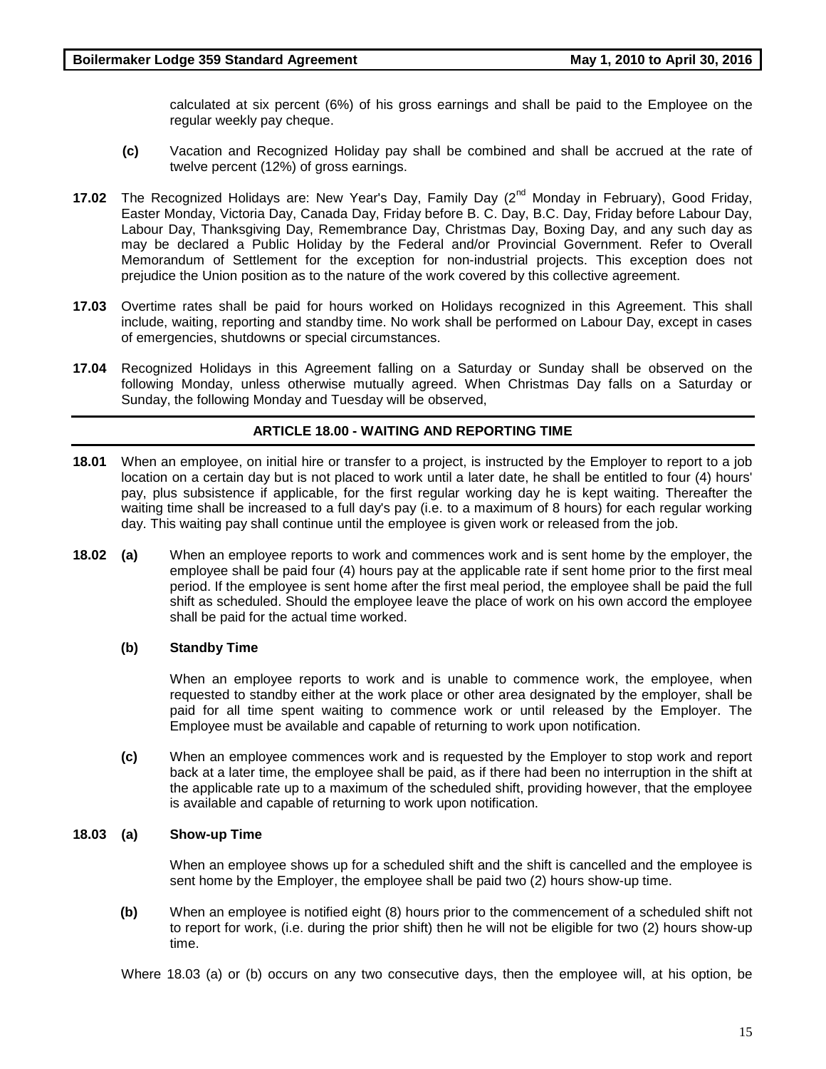calculated at six percent (6%) of his gross earnings and shall be paid to the Employee on the regular weekly pay cheque.

**(c)** Vacation and Recognized Holiday pay shall be combined and shall be accrued at the rate of twelve percent (12%) of gross earnings.

**17.02** The Recognized Holidays are: New Year's Day, Family Day (2nd Monday in February), Good Friday, Easter Monday, Victoria Day, Canada Day, Friday before B. C. Day, B.C. Day, Friday before Labour Day, Labour Day, Thanksgiving Day, Remembrance Day, Christmas Day, Boxing Day, and any such day as may be declared a Public Holiday by the Federal and/or Provincial Government. Refer to Overall Memorandum of Settlement for the exception for non-industrial projects. This exception does not prejudice the Union position as to the nature of the work covered by this collective agreement.

**17.03** Overtime rates shall be paid for hours worked on Holidays recognized in this Agreement. This shall include, waiting, reporting and standby time. No work shall be performed on Labour Day, except in cases of emergencies, shutdowns or special circumstances.

**17.04** Recognized Holidays in this Agreement falling on a Saturday or Sunday shall be observed on the following Monday, unless otherwise mutually agreed. When Christmas Day falls on a Saturday or Sunday, the following Monday and Tuesday will be observed,

## ARTICLE 18.00 - WAITING AND REPORTING TIME

**18.01** When an employee, on initial hire or transfer to a project, is instructed by the Employer to report to a job location on a certain day but is not placed to work until a later date, he shall be entitled to four (4) hours' pay, plus subsistence if applicable, for the first regular working day he is kept waiting. Thereafter the waiting time shall be increased to a full day's pay (i.e. to a maximum of 8 hours) for each regular working day. This waiting pay shall continue until the employee is given work or released from the job.

**18.02 (a)** When an employee reports to work and commences work and is sent home by the employer, the employee shall be paid four (4) hours pay at the applicable rate if sent home prior to the first meal period. If the employee is sent home after the first meal period, the employee shall be paid the full shift as scheduled. Should the employee leave the place of work on his own accord the employee shall be paid for the actual time worked.

**(b) Standby Time**

When an employee reports to work and is unable to commence work, the employee, when requested to standby either at the work place or other area designated by the employer, shall be paid for all time spent waiting to commence work or until released by the Employer. The Employee must be available and capable of returning to work upon notification.

**(c)** When an employee commences work and is requested by the Employer to stop work and report back at a later time, the employee shall be paid, as if there had been no interruption in the shift at the applicable rate up to a maximum of the scheduled shift, providing however, that the employee is available and capable of returning to work upon notification.

**18.03 (a) Show-up Time**

When an employee shows up for a scheduled shift and the shift is cancelled and the employee is sent home by the Employer, the employee shall be paid two (2) hours show-up time.

**(b)** When an employee is notified eight (8) hours prior to the commencement of a scheduled shift not to report for work, (i.e. during the prior shift) then he will not be eligible for two (2) hours show-up time.

Where 18.03 (a) or (b) occurs on any two consecutive days, then the employee will, at his option, be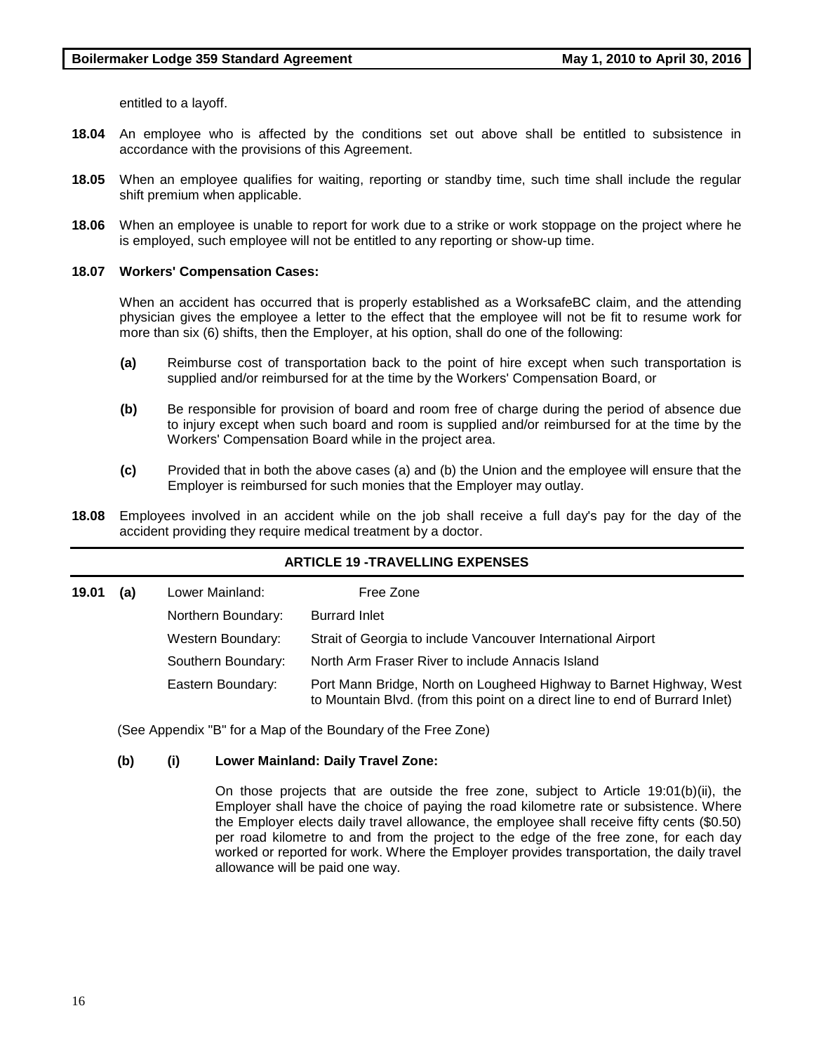entitled to a layoff.

**18.04** An employee who is affected by the conditions set out above shall be entitled to subsistence in accordance with the provisions of this Agreement.

**18.05** When an employee qualifies for waiting, reporting or standby time, such time shall include the regular shift premium when applicable.

**18.06** When an employee is unable to report for work due to a strike or work stoppage on the project where he is employed, such employee will not be entitled to any reporting or show-up time.

**18.07 Workers' Compensation Cases:**

When an accident has occurred that is properly established as a WorksafeBC claim, and the attending physician gives the employee a letter to the effect that the employee will not be fit to resume work for more than six (6) shifts, then the Employer, at his option, shall do one of the following:

**(a)** Reimburse cost of transportation back to the point of hire except when such transportation is supplied and/or reimbursed for at the time by the Workers' Compensation Board, or

**(b)** Be responsible for provision of board and room free of charge during the period of absence due to injury except when such board and room is supplied and/or reimbursed for at the time by the Workers' Compensation Board while in the project area.

**(c)** Provided that in both the above cases (a) and (b) the Union and the employee will ensure that the Employer is reimbursed for such monies that the Employer may outlay.

**18.08** Employees involved in an accident while on the job shall receive a full day's pay for the day of the accident providing they require medical treatment by a doctor.

## ARTICLE 19 -TRAVELLING EXPENSES

**19.01 (a)**

| | |
|---|---|
| Lower Mainland: | Free Zone |
| Northern Boundary: | Burrard Inlet |
| Western Boundary: | Strait of Georgia to include Vancouver International Airport |
| Southern Boundary: | North Arm Fraser River to include Annacis Island |
| Eastern Boundary: | Port Mann Bridge, North on Lougheed Highway to Barnet Highway, West to Mountain Blvd. (from this point on a direct line to end of Burrard Inlet) |

(See Appendix "B" for a Map of the Boundary of the Free Zone)

**(b) (i) Lower Mainland: Daily Travel Zone:**

On those projects that are outside the free zone, subject to Article 19:01(b)(ii), the Employer shall have the choice of paying the road kilometre rate or subsistence. Where the Employer elects daily travel allowance, the employee shall receive fifty cents ($0.50) per road kilometre to and from the project to the edge of the free zone, for each day worked or reported for work. Where the Employer provides transportation, the daily travel allowance will be paid one way.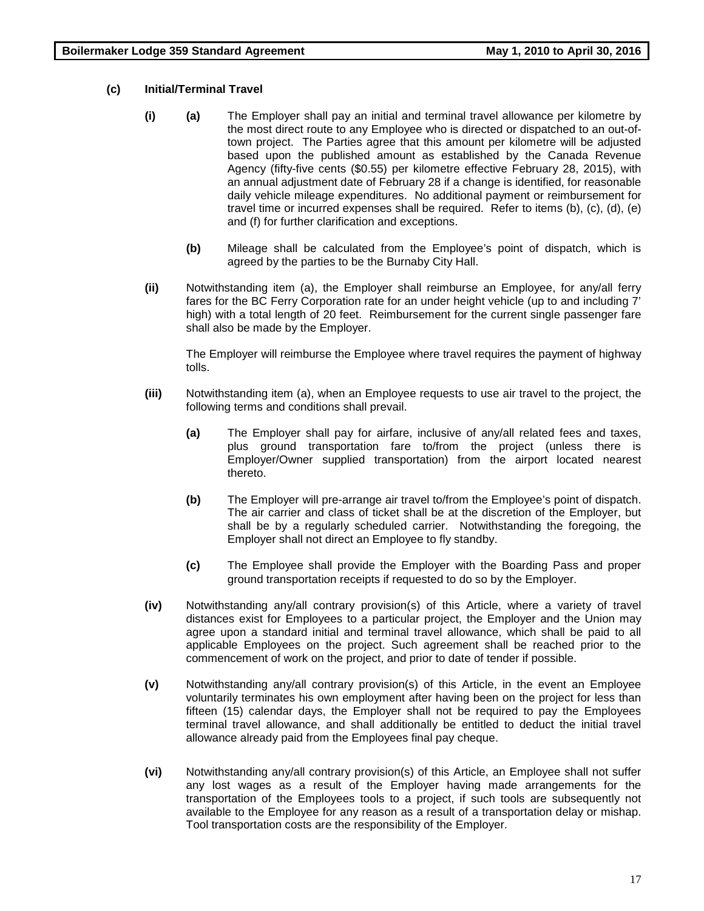**(c) Initial/Terminal Travel**

**(i)** **(a)** The Employer shall pay an initial and terminal travel allowance per kilometre by the most direct route to any Employee who is directed or dispatched to an out-of-town project. The Parties agree that this amount per kilometre will be adjusted based upon the published amount as established by the Canada Revenue Agency (fifty-five cents ($0.55) per kilometre effective February 28, 2015), with an annual adjustment date of February 28 if a change is identified, for reasonable daily vehicle mileage expenditures. No additional payment or reimbursement for travel time or incurred expenses shall be required. Refer to items (b), (c), (d), (e) and (f) for further clarification and exceptions.

**(b)** Mileage shall be calculated from the Employee's point of dispatch, which is agreed by the parties to be the Burnaby City Hall.

**(ii)** Notwithstanding item (a), the Employer shall reimburse an Employee, for any/all ferry fares for the BC Ferry Corporation rate for an under height vehicle (up to and including 7' high) with a total length of 20 feet. Reimbursement for the current single passenger fare shall also be made by the Employer.

The Employer will reimburse the Employee where travel requires the payment of highway tolls.

**(iii)** Notwithstanding item (a), when an Employee requests to use air travel to the project, the following terms and conditions shall prevail.

**(a)** The Employer shall pay for airfare, inclusive of any/all related fees and taxes, plus ground transportation fare to/from the project (unless there is Employer/Owner supplied transportation) from the airport located nearest thereto.

**(b)** The Employer will pre-arrange air travel to/from the Employee's point of dispatch. The air carrier and class of ticket shall be at the discretion of the Employer, but shall be by a regularly scheduled carrier. Notwithstanding the foregoing, the Employer shall not direct an Employee to fly standby.

**(c)** The Employee shall provide the Employer with the Boarding Pass and proper ground transportation receipts if requested to do so by the Employer.

**(iv)** Notwithstanding any/all contrary provision(s) of this Article, where a variety of travel distances exist for Employees to a particular project, the Employer and the Union may agree upon a standard initial and terminal travel allowance, which shall be paid to all applicable Employees on the project. Such agreement shall be reached prior to the commencement of work on the project, and prior to date of tender if possible.

**(v)** Notwithstanding any/all contrary provision(s) of this Article, in the event an Employee voluntarily terminates his own employment after having been on the project for less than fifteen (15) calendar days, the Employer shall not be required to pay the Employees terminal travel allowance, and shall additionally be entitled to deduct the initial travel allowance already paid from the Employees final pay cheque.

**(vi)** Notwithstanding any/all contrary provision(s) of this Article, an Employee shall not suffer any lost wages as a result of the Employer having made arrangements for the transportation of the Employees tools to a project, if such tools are subsequently not available to the Employee for any reason as a result of a transportation delay or mishap. Tool transportation costs are the responsibility of the Employer.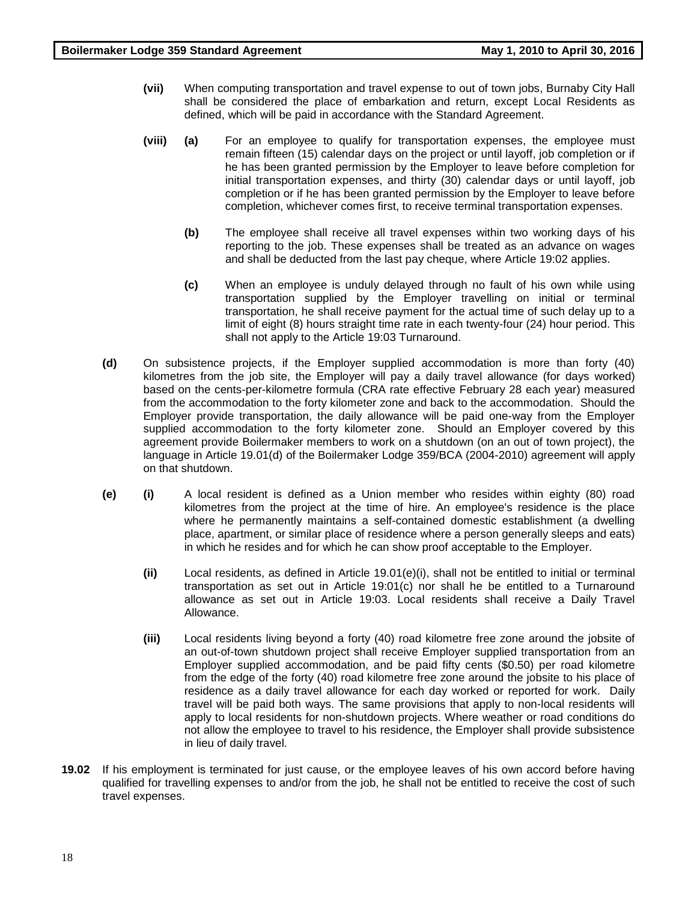**(vii)** When computing transportation and travel expense to out of town jobs, Burnaby City Hall shall be considered the place of embarkation and return, except Local Residents as defined, which will be paid in accordance with the Standard Agreement.

**(viii)** **(a)** For an employee to qualify for transportation expenses, the employee must remain fifteen (15) calendar days on the project or until layoff, job completion or if he has been granted permission by the Employer to leave before completion for initial transportation expenses, and thirty (30) calendar days or until layoff, job completion or if he has been granted permission by the Employer to leave before completion, whichever comes first, to receive terminal transportation expenses.

**(b)** The employee shall receive all travel expenses within two working days of his reporting to the job. These expenses shall be treated as an advance on wages and shall be deducted from the last pay cheque, where Article 19:02 applies.

**(c)** When an employee is unduly delayed through no fault of his own while using transportation supplied by the Employer travelling on initial or terminal transportation, he shall receive payment for the actual time of such delay up to a limit of eight (8) hours straight time rate in each twenty-four (24) hour period. This shall not apply to the Article 19:03 Turnaround.

**(d)** On subsistence projects, if the Employer supplied accommodation is more than forty (40) kilometres from the job site, the Employer will pay a daily travel allowance (for days worked) based on the cents-per-kilometre formula (CRA rate effective February 28 each year) measured from the accommodation to the forty kilometer zone and back to the accommodation. Should the Employer provide transportation, the daily allowance will be paid one-way from the Employer supplied accommodation to the forty kilometer zone. Should an Employer covered by this agreement provide Boilermaker members to work on a shutdown (on an out of town project), the language in Article 19.01(d) of the Boilermaker Lodge 359/BCA (2004-2010) agreement will apply on that shutdown.

**(e)** **(i)** A local resident is defined as a Union member who resides within eighty (80) road kilometres from the project at the time of hire. An employee's residence is the place where he permanently maintains a self-contained domestic establishment (a dwelling place, apartment, or similar place of residence where a person generally sleeps and eats) in which he resides and for which he can show proof acceptable to the Employer.

**(ii)** Local residents, as defined in Article 19.01(e)(i), shall not be entitled to initial or terminal transportation as set out in Article 19:01(c) nor shall he be entitled to a Turnaround allowance as set out in Article 19:03. Local residents shall receive a Daily Travel Allowance.

**(iii)** Local residents living beyond a forty (40) road kilometre free zone around the jobsite of an out-of-town shutdown project shall receive Employer supplied transportation from an Employer supplied accommodation, and be paid fifty cents ($0.50) per road kilometre from the edge of the forty (40) road kilometre free zone around the jobsite to his place of residence as a daily travel allowance for each day worked or reported for work. Daily travel will be paid both ways. The same provisions that apply to non-local residents will apply to local residents for non-shutdown projects. Where weather or road conditions do not allow the employee to travel to his residence, the Employer shall provide subsistence in lieu of daily travel.

**19.02** If his employment is terminated for just cause, or the employee leaves of his own accord before having qualified for travelling expenses to and/or from the job, he shall not be entitled to receive the cost of such travel expenses.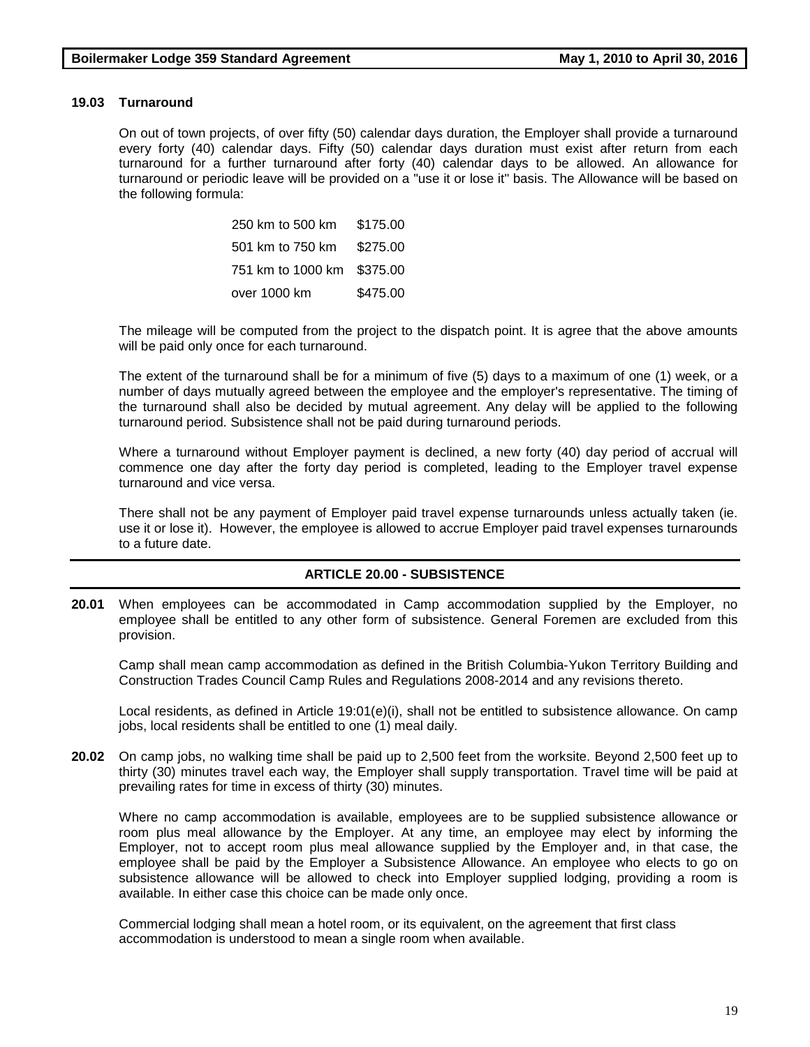### 19.03 Turnaround

On out of town projects, of over fifty (50) calendar days duration, the Employer shall provide a turnaround every forty (40) calendar days. Fifty (50) calendar days duration must exist after return from each turnaround for a further turnaround after forty (40) calendar days to be allowed. An allowance for turnaround or periodic leave will be provided on a "use it or lose it" basis. The Allowance will be based on the following formula:

| | |
|---|---|
| 250 km to 500 km | $175.00 |
| 501 km to 750 km | $275.00 |
| 751 km to 1000 km | $375.00 |
| over 1000 km | $475.00 |

The mileage will be computed from the project to the dispatch point. It is agree that the above amounts will be paid only once for each turnaround.

The extent of the turnaround shall be for a minimum of five (5) days to a maximum of one (1) week, or a number of days mutually agreed between the employee and the employer's representative. The timing of the turnaround shall also be decided by mutual agreement. Any delay will be applied to the following turnaround period. Subsistence shall not be paid during turnaround periods.

Where a turnaround without Employer payment is declined, a new forty (40) day period of accrual will commence one day after the forty day period is completed, leading to the Employer travel expense turnaround and vice versa.

There shall not be any payment of Employer paid travel expense turnarounds unless actually taken (ie. use it or lose it). However, the employee is allowed to accrue Employer paid travel expenses turnarounds to a future date.

## ARTICLE 20.00 - SUBSISTENCE

**20.01** When employees can be accommodated in Camp accommodation supplied by the Employer, no employee shall be entitled to any other form of subsistence. General Foremen are excluded from this provision.

Camp shall mean camp accommodation as defined in the British Columbia-Yukon Territory Building and Construction Trades Council Camp Rules and Regulations 2008-2014 and any revisions thereto.

Local residents, as defined in Article 19:01(e)(i), shall not be entitled to subsistence allowance. On camp jobs, local residents shall be entitled to one (1) meal daily.

**20.02** On camp jobs, no walking time shall be paid up to 2,500 feet from the worksite. Beyond 2,500 feet up to thirty (30) minutes travel each way, the Employer shall supply transportation. Travel time will be paid at prevailing rates for time in excess of thirty (30) minutes.

Where no camp accommodation is available, employees are to be supplied subsistence allowance or room plus meal allowance by the Employer. At any time, an employee may elect by informing the Employer, not to accept room plus meal allowance supplied by the Employer and, in that case, the employee shall be paid by the Employer a Subsistence Allowance. An employee who elects to go on subsistence allowance will be allowed to check into Employer supplied lodging, providing a room is available. In either case this choice can be made only once.

Commercial lodging shall mean a hotel room, or its equivalent, on the agreement that first class accommodation is understood to mean a single room when available.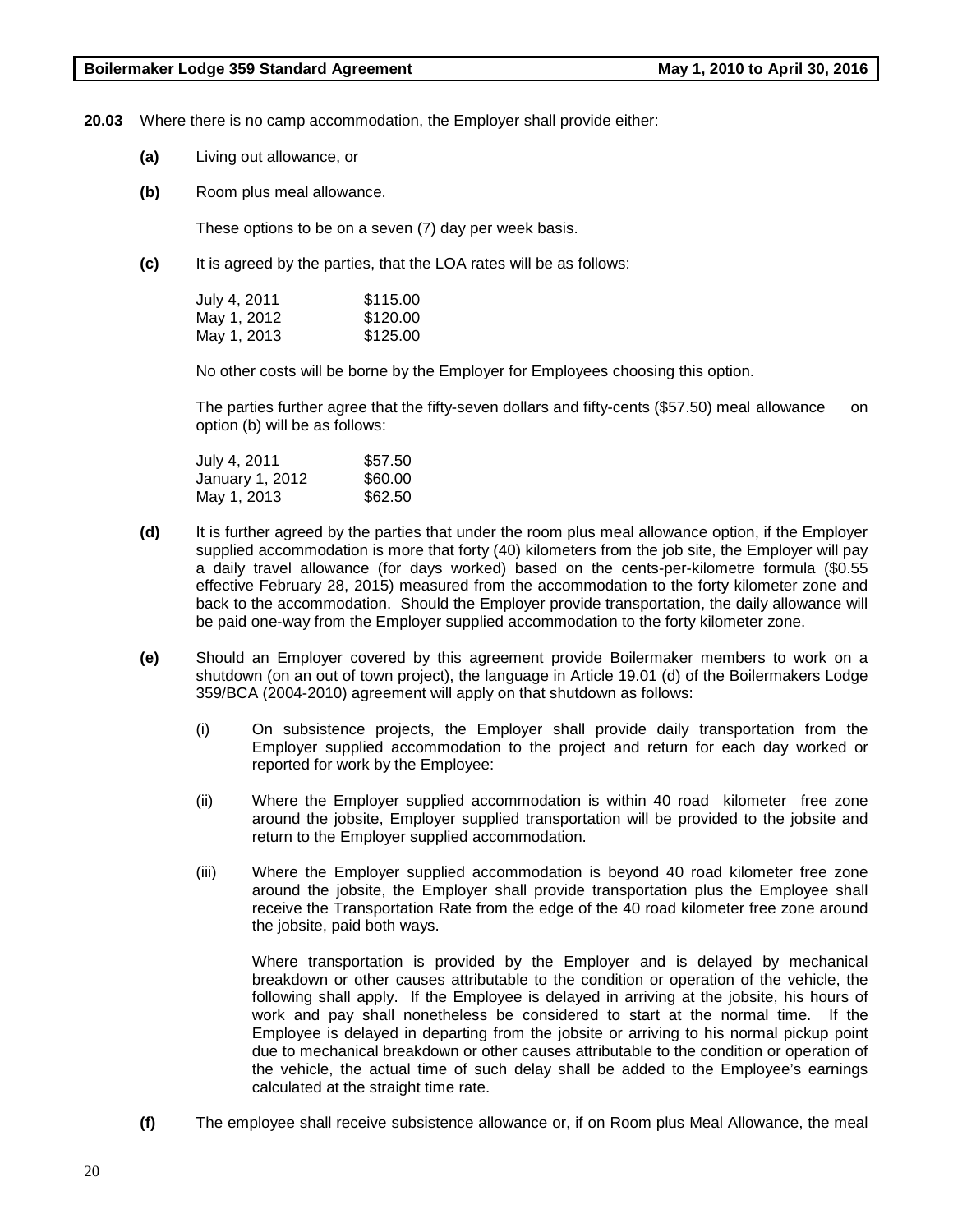**20.03** Where there is no camp accommodation, the Employer shall provide either:

**(a)** Living out allowance, or

**(b)** Room plus meal allowance.

These options to be on a seven (7) day per week basis.

**(c)** It is agreed by the parties, that the LOA rates will be as follows:

| | |
|---|---|
| July 4, 2011 | $115.00 |
| May 1, 2012 | $120.00 |
| May 1, 2013 | $125.00 |

No other costs will be borne by the Employer for Employees choosing this option.

The parties further agree that the fifty-seven dollars and fifty-cents ($57.50) meal allowance on option (b) will be as follows:

| | |
|---|---|
| July 4, 2011 | $57.50 |
| January 1, 2012 | $60.00 |
| May 1, 2013 | $62.50 |

**(d)** It is further agreed by the parties that under the room plus meal allowance option, if the Employer supplied accommodation is more that forty (40) kilometers from the job site, the Employer will pay a daily travel allowance (for days worked) based on the cents-per-kilometre formula ($0.55 effective February 28, 2015) measured from the accommodation to the forty kilometer zone and back to the accommodation. Should the Employer provide transportation, the daily allowance will be paid one-way from the Employer supplied accommodation to the forty kilometer zone.

**(e)** Should an Employer covered by this agreement provide Boilermaker members to work on a shutdown (on an out of town project), the language in Article 19.01 (d) of the Boilermakers Lodge 359/BCA (2004-2010) agreement will apply on that shutdown as follows:

(i) On subsistence projects, the Employer shall provide daily transportation from the Employer supplied accommodation to the project and return for each day worked or reported for work by the Employee:

(ii) Where the Employer supplied accommodation is within 40 road kilometer free zone around the jobsite, Employer supplied transportation will be provided to the jobsite and return to the Employer supplied accommodation.

(iii) Where the Employer supplied accommodation is beyond 40 road kilometer free zone around the jobsite, the Employer shall provide transportation plus the Employee shall receive the Transportation Rate from the edge of the 40 road kilometer free zone around the jobsite, paid both ways.

Where transportation is provided by the Employer and is delayed by mechanical breakdown or other causes attributable to the condition or operation of the vehicle, the following shall apply. If the Employee is delayed in arriving at the jobsite, his hours of work and pay shall nonetheless be considered to start at the normal time. If the Employee is delayed in departing from the jobsite or arriving to his normal pickup point due to mechanical breakdown or other causes attributable to the condition or operation of the vehicle, the actual time of such delay shall be added to the Employee's earnings calculated at the straight time rate.

**(f)** The employee shall receive subsistence allowance or, if on Room plus Meal Allowance, the meal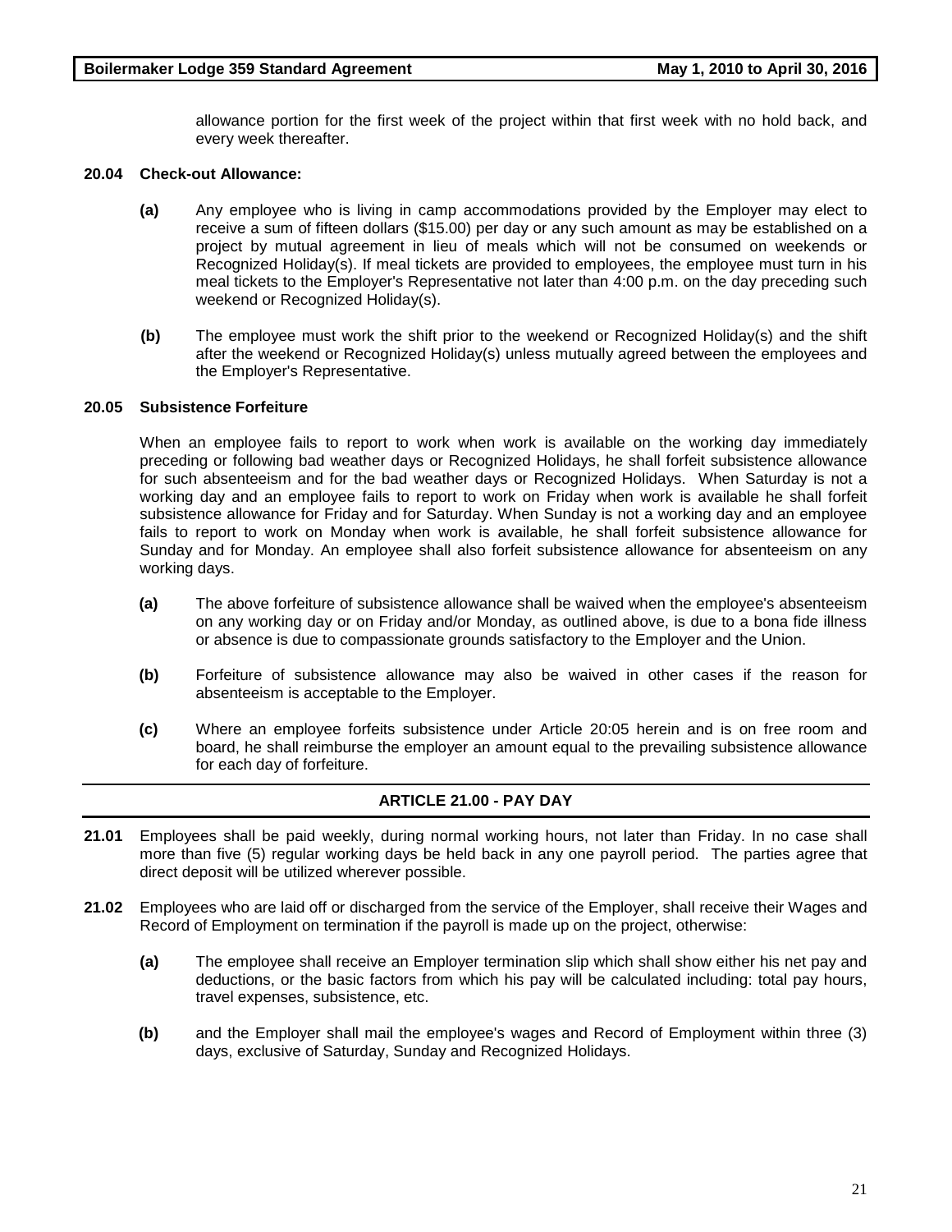allowance portion for the first week of the project within that first week with no hold back, and every week thereafter.

**20.04 Check-out Allowance:**

**(a)** Any employee who is living in camp accommodations provided by the Employer may elect to receive a sum of fifteen dollars ($15.00) per day or any such amount as may be established on a project by mutual agreement in lieu of meals which will not be consumed on weekends or Recognized Holiday(s). If meal tickets are provided to employees, the employee must turn in his meal tickets to the Employer's Representative not later than 4:00 p.m. on the day preceding such weekend or Recognized Holiday(s).

**(b)** The employee must work the shift prior to the weekend or Recognized Holiday(s) and the shift after the weekend or Recognized Holiday(s) unless mutually agreed between the employees and the Employer's Representative.

**20.05 Subsistence Forfeiture**

When an employee fails to report to work when work is available on the working day immediately preceding or following bad weather days or Recognized Holidays, he shall forfeit subsistence allowance for such absenteeism and for the bad weather days or Recognized Holidays. When Saturday is not a working day and an employee fails to report to work on Friday when work is available he shall forfeit subsistence allowance for Friday and for Saturday. When Sunday is not a working day and an employee fails to report to work on Monday when work is available, he shall forfeit subsistence allowance for Sunday and for Monday. An employee shall also forfeit subsistence allowance for absenteeism on any working days.

**(a)** The above forfeiture of subsistence allowance shall be waived when the employee's absenteeism on any working day or on Friday and/or Monday, as outlined above, is due to a bona fide illness or absence is due to compassionate grounds satisfactory to the Employer and the Union.

**(b)** Forfeiture of subsistence allowance may also be waived in other cases if the reason for absenteeism is acceptable to the Employer.

**(c)** Where an employee forfeits subsistence under Article 20:05 herein and is on free room and board, he shall reimburse the employer an amount equal to the prevailing subsistence allowance for each day of forfeiture.

## ARTICLE 21.00 - PAY DAY

**21.01** Employees shall be paid weekly, during normal working hours, not later than Friday. In no case shall more than five (5) regular working days be held back in any one payroll period. The parties agree that direct deposit will be utilized wherever possible.

**21.02** Employees who are laid off or discharged from the service of the Employer, shall receive their Wages and Record of Employment on termination if the payroll is made up on the project, otherwise:

**(a)** The employee shall receive an Employer termination slip which shall show either his net pay and deductions, or the basic factors from which his pay will be calculated including: total pay hours, travel expenses, subsistence, etc.

**(b)** and the Employer shall mail the employee's wages and Record of Employment within three (3) days, exclusive of Saturday, Sunday and Recognized Holidays.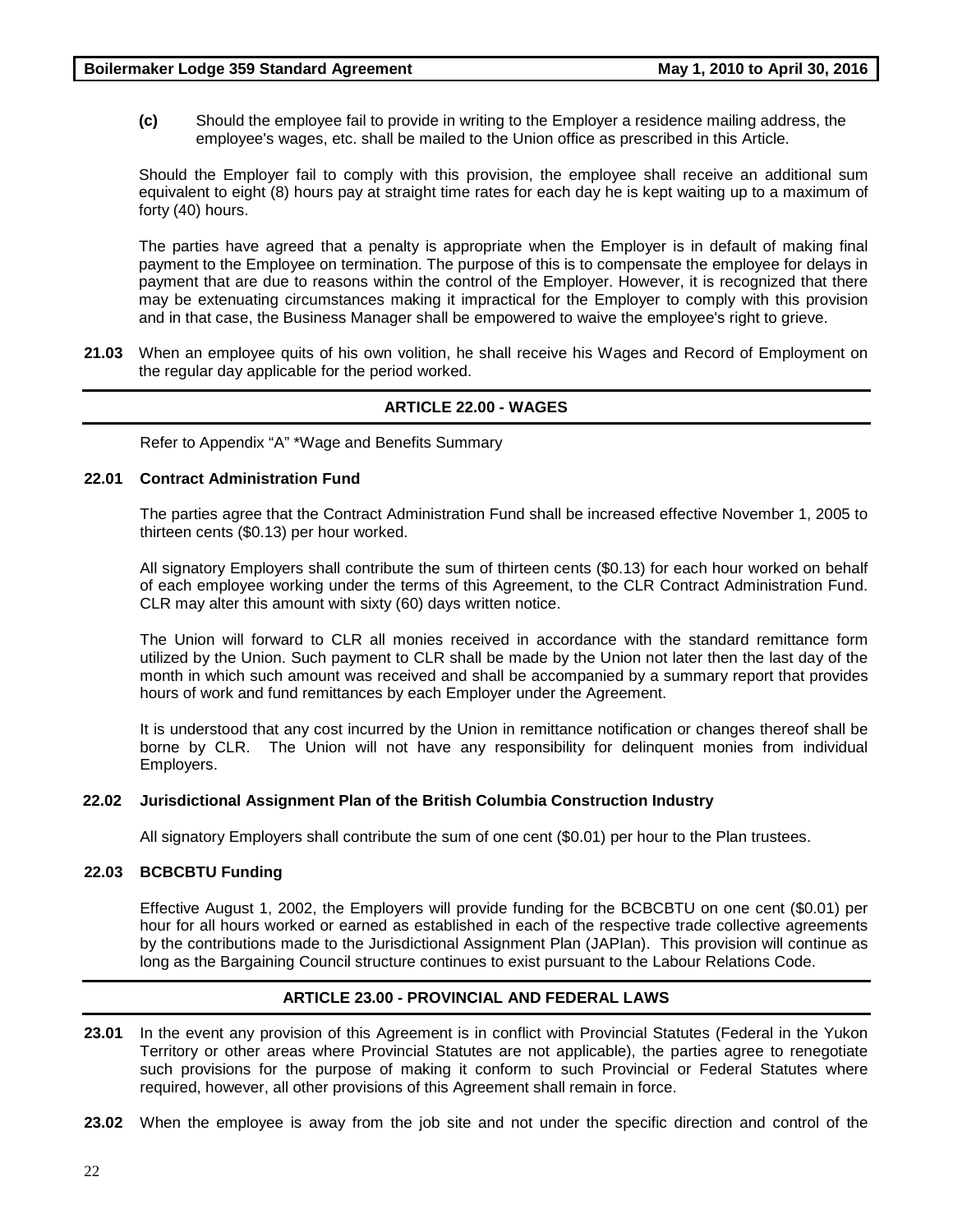**(c)** Should the employee fail to provide in writing to the Employer a residence mailing address, the employee's wages, etc. shall be mailed to the Union office as prescribed in this Article.

Should the Employer fail to comply with this provision, the employee shall receive an additional sum equivalent to eight (8) hours pay at straight time rates for each day he is kept waiting up to a maximum of forty (40) hours.

The parties have agreed that a penalty is appropriate when the Employer is in default of making final payment to the Employee on termination. The purpose of this is to compensate the employee for delays in payment that are due to reasons within the control of the Employer. However, it is recognized that there may be extenuating circumstances making it impractical for the Employer to comply with this provision and in that case, the Business Manager shall be empowered to waive the employee's right to grieve.

**21.03** When an employee quits of his own volition, he shall receive his Wages and Record of Employment on the regular day applicable for the period worked.

## ARTICLE 22.00 - WAGES

Refer to Appendix "A" *Wage and Benefits Summary

### 22.01 Contract Administration Fund

The parties agree that the Contract Administration Fund shall be increased effective November 1, 2005 to thirteen cents ($0.13) per hour worked.

All signatory Employers shall contribute the sum of thirteen cents ($0.13) for each hour worked on behalf of each employee working under the terms of this Agreement, to the CLR Contract Administration Fund. CLR may alter this amount with sixty (60) days written notice.

The Union will forward to CLR all monies received in accordance with the standard remittance form utilized by the Union. Such payment to CLR shall be made by the Union not later then the last day of the month in which such amount was received and shall be accompanied by a summary report that provides hours of work and fund remittances by each Employer under the Agreement.

It is understood that any cost incurred by the Union in remittance notification or changes thereof shall be borne by CLR. The Union will not have any responsibility for delinquent monies from individual Employers.

### 22.02 Jurisdictional Assignment Plan of the British Columbia Construction Industry

All signatory Employers shall contribute the sum of one cent ($0.01) per hour to the Plan trustees.

### 22.03 BCBCBTU Funding

Effective August 1, 2002, the Employers will provide funding for the BCBCBTU on one cent ($0.01) per hour for all hours worked or earned as established in each of the respective trade collective agreements by the contributions made to the Jurisdictional Assignment Plan (JAPlan). This provision will continue as long as the Bargaining Council structure continues to exist pursuant to the Labour Relations Code.

## ARTICLE 23.00 - PROVINCIAL AND FEDERAL LAWS

**23.01** In the event any provision of this Agreement is in conflict with Provincial Statutes (Federal in the Yukon Territory or other areas where Provincial Statutes are not applicable), the parties agree to renegotiate such provisions for the purpose of making it conform to such Provincial or Federal Statutes where required, however, all other provisions of this Agreement shall remain in force.

**23.02** When the employee is away from the job site and not under the specific direction and control of the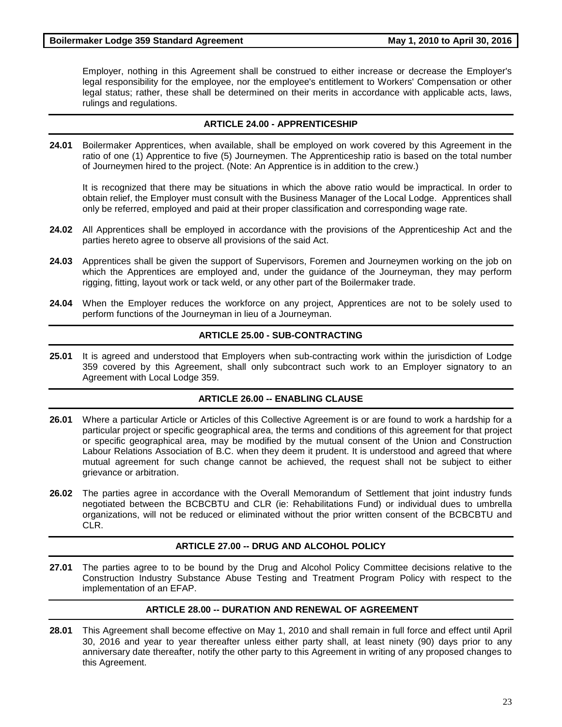Employer, nothing in this Agreement shall be construed to either increase or decrease the Employer's legal responsibility for the employee, nor the employee's entitlement to Workers' Compensation or other legal status; rather, these shall be determined on their merits in accordance with applicable acts, laws, rulings and regulations.

## ARTICLE 24.00 - APPRENTICESHIP

**24.01** Boilermaker Apprentices, when available, shall be employed on work covered by this Agreement in the ratio of one (1) Apprentice to five (5) Journeymen. The Apprenticeship ratio is based on the total number of Journeymen hired to the project. (Note: An Apprentice is in addition to the crew.)

It is recognized that there may be situations in which the above ratio would be impractical. In order to obtain relief, the Employer must consult with the Business Manager of the Local Lodge. Apprentices shall only be referred, employed and paid at their proper classification and corresponding wage rate.

**24.02** All Apprentices shall be employed in accordance with the provisions of the Apprenticeship Act and the parties hereto agree to observe all provisions of the said Act.

**24.03** Apprentices shall be given the support of Supervisors, Foremen and Journeymen working on the job on which the Apprentices are employed and, under the guidance of the Journeyman, they may perform rigging, fitting, layout work or tack weld, or any other part of the Boilermaker trade.

**24.04** When the Employer reduces the workforce on any project, Apprentices are not to be solely used to perform functions of the Journeyman in lieu of a Journeyman.

## ARTICLE 25.00 - SUB-CONTRACTING

**25.01** It is agreed and understood that Employers when sub-contracting work within the jurisdiction of Lodge 359 covered by this Agreement, shall only subcontract such work to an Employer signatory to an Agreement with Local Lodge 359.

## ARTICLE 26.00 -- ENABLING CLAUSE

**26.01** Where a particular Article or Articles of this Collective Agreement is or are found to work a hardship for a particular project or specific geographical area, the terms and conditions of this agreement for that project or specific geographical area, may be modified by the mutual consent of the Union and Construction Labour Relations Association of B.C. when they deem it prudent. It is understood and agreed that where mutual agreement for such change cannot be achieved, the request shall not be subject to either grievance or arbitration.

**26.02** The parties agree in accordance with the Overall Memorandum of Settlement that joint industry funds negotiated between the BCBCBTU and CLR (ie: Rehabilitations Fund) or individual dues to umbrella organizations, will not be reduced or eliminated without the prior written consent of the BCBCBTU and CLR.

## ARTICLE 27.00 -- DRUG AND ALCOHOL POLICY

**27.01** The parties agree to to be bound by the Drug and Alcohol Policy Committee decisions relative to the Construction Industry Substance Abuse Testing and Treatment Program Policy with respect to the implementation of an EFAP.

## ARTICLE 28.00 -- DURATION AND RENEWAL OF AGREEMENT

**28.01** This Agreement shall become effective on May 1, 2010 and shall remain in full force and effect until April 30, 2016 and year to year thereafter unless either party shall, at least ninety (90) days prior to any anniversary date thereafter, notify the other party to this Agreement in writing of any proposed changes to this Agreement.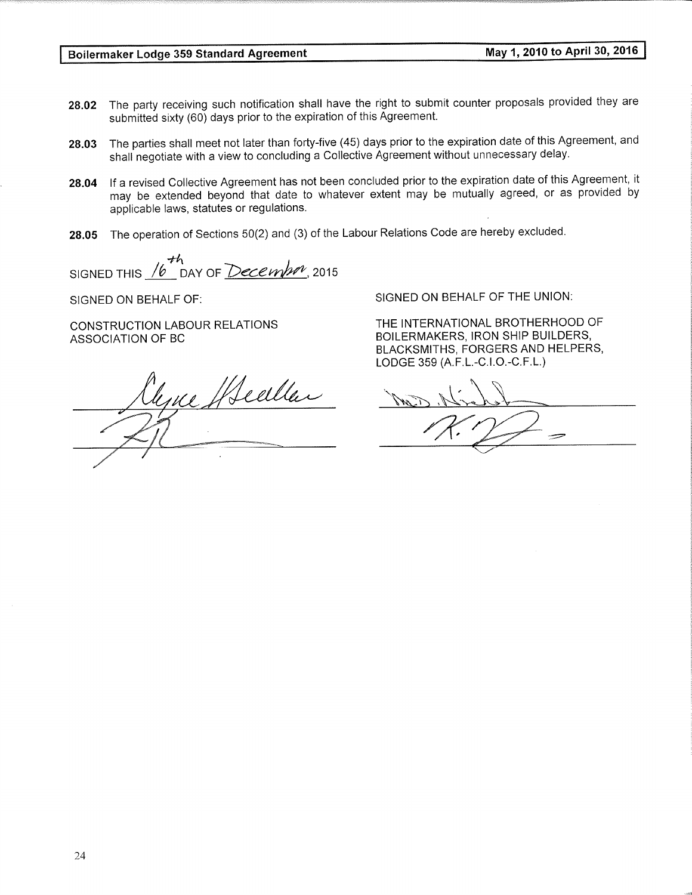**28.02** The party receiving such notification shall have the right to submit counter proposals provided they are submitted sixty (60) days prior to the expiration of this Agreement.

**28.03** The parties shall meet not later than forty-five (45) days prior to the expiration date of this Agreement, and shall negotiate with a view to concluding a Collective Agreement without unnecessary delay.

**28.04** If a revised Collective Agreement has not been concluded prior to the expiration date of this Agreement, it may be extended beyond that date to whatever extent may be mutually agreed, or as provided by applicable laws, statutes or regulations.

**28.05** The operation of Sections 50(2) and (3) of the Labour Relations Code are hereby excluded.

SIGNED THIS 16th DAY OF December, 2015

| SIGNED ON BEHALF OF: | SIGNED ON BEHALF OF THE UNION: |
| --- | --- |
| CONSTRUCTION LABOUR RELATIONS ASSOCIATION OF BC | THE INTERNATIONAL BROTHERHOOD OF BOILERMAKERS, IRON SHIP BUILDERS, BLACKSMITHS, FORGERS AND HELPERS, LODGE 359 (A.F.L.-C.I.O.-C.F.L.) |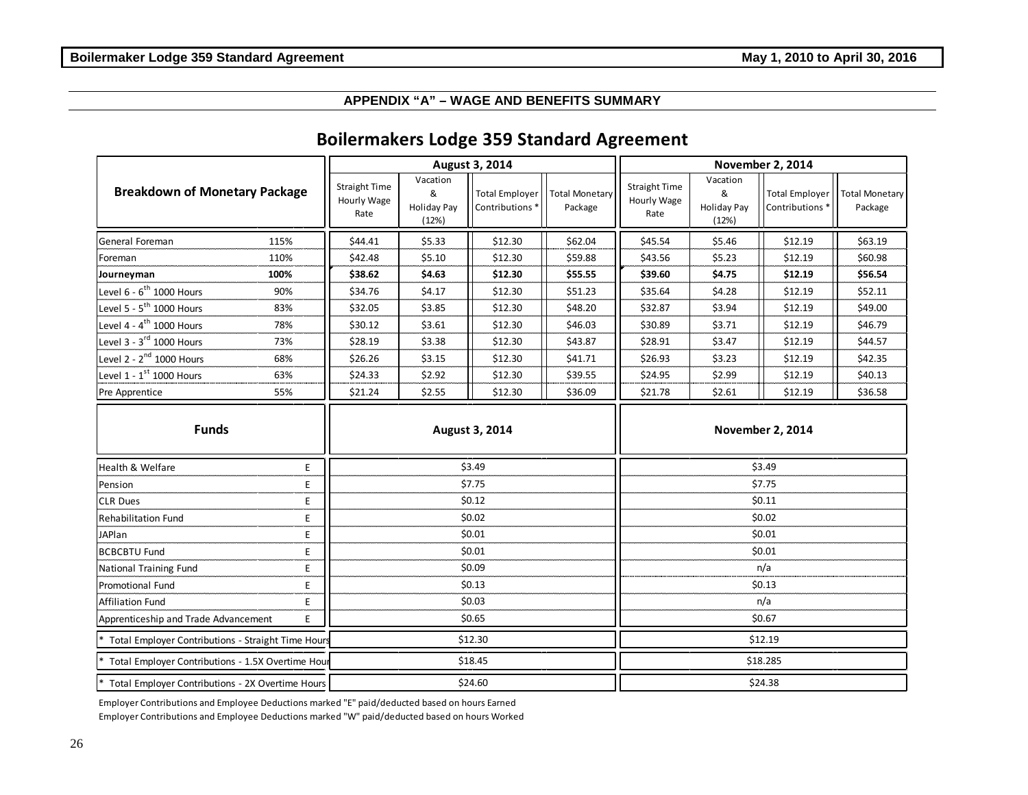## APPENDIX "A" – WAGE AND BENEFITS SUMMARY

# Boilermakers Lodge 359 Standard Agreement

| Breakdown of Monetary Package | | August 3, 2014 | | | | November 2, 2014 | | | |
|---|---|---|---|---|---|---|---|---|---|
| | | Straight Time Hourly Wage Rate | Vacation & Holiday Pay (12%) | Total Employer Contributions * | Total Monetary Package | Straight Time Hourly Wage Rate | Vacation & Holiday Pay (12%) | Total Employer Contributions * | Total Monetary Package |
| General Foreman | 115% | $44.41 | $5.33 | $12.30 | $62.04 | $45.54 | $5.46 | $12.19 | $63.19 |
| Foreman | 110% | $42.48 | $5.10 | $12.30 | $59.88 | $43.56 | $5.23 | $12.19 | $60.98 |
| **Journeyman** | **100%** | **$38.62** | **$4.63** | **$12.30** | **$55.55** | **$39.60** | **$4.75** | **$12.19** | **$56.54** |
| Level 6 - 6th 1000 Hours | 90% | $34.76 | $4.17 | $12.30 | $51.23 | $35.64 | $4.28 | $12.19 | $52.11 |
| Level 5 - 5th 1000 Hours | 83% | $32.05 | $3.85 | $12.30 | $48.20 | $32.87 | $3.94 | $12.19 | $49.00 |
| Level 4 - 4th 1000 Hours | 78% | $30.12 | $3.61 | $12.30 | $46.03 | $30.89 | $3.71 | $12.19 | $46.79 |
| Level 3 - 3rd 1000 Hours | 73% | $28.19 | $3.38 | $12.30 | $43.87 | $28.91 | $3.47 | $12.19 | $44.57 |
| Level 2 - 2nd 1000 Hours | 68% | $26.26 | $3.15 | $12.30 | $41.71 | $26.93 | $3.23 | $12.19 | $42.35 |
| Level 1 - 1st 1000 Hours | 63% | $24.33 | $2.92 | $12.30 | $39.55 | $24.95 | $2.99 | $12.19 | $40.13 |
| Pre Apprentice | 55% | $21.24 | $2.55 | $12.30 | $36.09 | $21.78 | $2.61 | $12.19 | $36.58 |

| Funds | | August 3, 2014 | November 2, 2014 |
|---|---|---|---|
| Health & Welfare | E | $3.49 | $3.49 |
| Pension | E | $7.75 | $7.75 |
| CLR Dues | E | $0.12 | $0.11 |
| Rehabilitation Fund | E | $0.02 | $0.02 |
| JAPlan | E | $0.01 | $0.01 |
| BCBCBTU Fund | E | $0.01 | $0.01 |
| National Training Fund | E | $0.09 | n/a |
| Promotional Fund | E | $0.13 | $0.13 |
| Affiliation Fund | E | $0.03 | n/a |
| Apprenticeship and Trade Advancement | E | $0.65 | $0.67 |
| * Total Employer Contributions - Straight Time Hours | | $12.30 | $12.19 |
| * Total Employer Contributions - 1.5X Overtime Hours | | $18.45 | $18.285 |
| * Total Employer Contributions - 2X Overtime Hours | | $24.60 | $24.38 |

Employer Contributions and Employee Deductions marked "E" paid/deducted based on hours Earned

Employer Contributions and Employee Deductions marked "W" paid/deducted based on hours Worked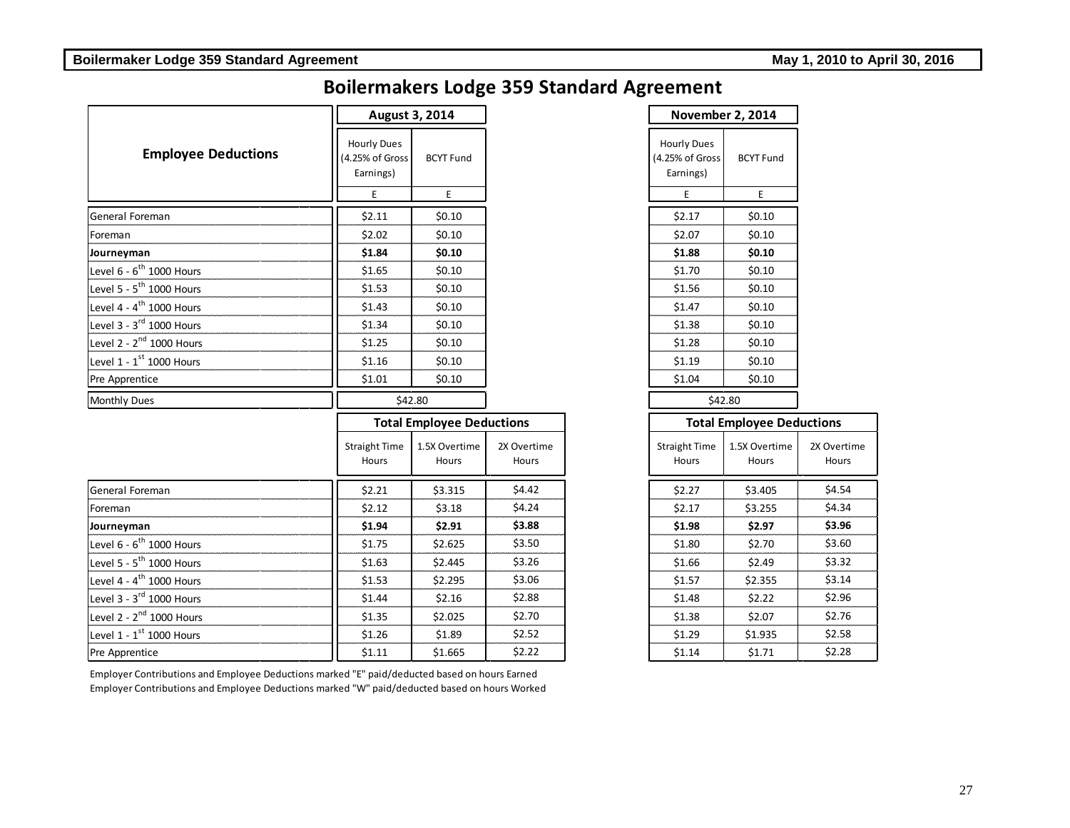# Boilermakers Lodge 359 Standard Agreement

| Employee Deductions | August 3, 2014 | | November 2, 2014 | |
|---|---|---|---|---|
| | Hourly Dues (4.25% of Gross Earnings) | BCYT Fund | Hourly Dues (4.25% of Gross Earnings) | BCYT Fund |
| | E | E | E | E |
| General Foreman | $2.11 | $0.10 | $2.17 | $0.10 |
| Foreman | $2.02 | $0.10 | $2.07 | $0.10 |
| **Journeyman** | **$1.84** | **$0.10** | **$1.88** | **$0.10** |
| Level 6 - 6th 1000 Hours | $1.65 | $0.10 | $1.70 | $0.10 |
| Level 5 - 5th 1000 Hours | $1.53 | $0.10 | $1.56 | $0.10 |
| Level 4 - 4th 1000 Hours | $1.43 | $0.10 | $1.47 | $0.10 |
| Level 3 - 3rd 1000 Hours | $1.34 | $0.10 | $1.38 | $0.10 |
| Level 2 - 2nd 1000 Hours | $1.25 | $0.10 | $1.28 | $0.10 |
| Level 1 - 1st 1000 Hours | $1.16 | $0.10 | $1.19 | $0.10 |
| Pre Apprentice | $1.01 | $0.10 | $1.04 | $0.10 |
| Monthly Dues | $42.80 | | $42.80 | |

| | Total Employee Deductions (August 3, 2014) | | | Total Employee Deductions (November 2, 2014) | | |
|---|---|---|---|---|---|---|
| | Straight Time Hours | 1.5X Overtime Hours | 2X Overtime Hours | Straight Time Hours | 1.5X Overtime Hours | 2X Overtime Hours |
| General Foreman | $2.21 | $3.315 | $4.42 | $2.27 | $3.405 | $4.54 |
| Foreman | $2.12 | $3.18 | $4.24 | $2.17 | $3.255 | $4.34 |
| **Journeyman** | **$1.94** | **$2.91** | **$3.88** | **$1.98** | **$2.97** | **$3.96** |
| Level 6 - 6th 1000 Hours | $1.75 | $2.625 | $3.50 | $1.80 | $2.70 | $3.60 |
| Level 5 - 5th 1000 Hours | $1.63 | $2.445 | $3.26 | $1.66 | $2.49 | $3.32 |
| Level 4 - 4th 1000 Hours | $1.53 | $2.295 | $3.06 | $1.57 | $2.355 | $3.14 |
| Level 3 - 3rd 1000 Hours | $1.44 | $2.16 | $2.88 | $1.48 | $2.22 | $2.96 |
| Level 2 - 2nd 1000 Hours | $1.35 | $2.025 | $2.70 | $1.38 | $2.07 | $2.76 |
| Level 1 - 1st 1000 Hours | $1.26 | $1.89 | $2.52 | $1.29 | $1.935 | $2.58 |
| Pre Apprentice | $1.11 | $1.665 | $2.22 | $1.14 | $1.71 | $2.28 |

Employer Contributions and Employee Deductions marked "E" paid/deducted based on hours Earned
Employer Contributions and Employee Deductions marked "W" paid/deducted based on hours Worked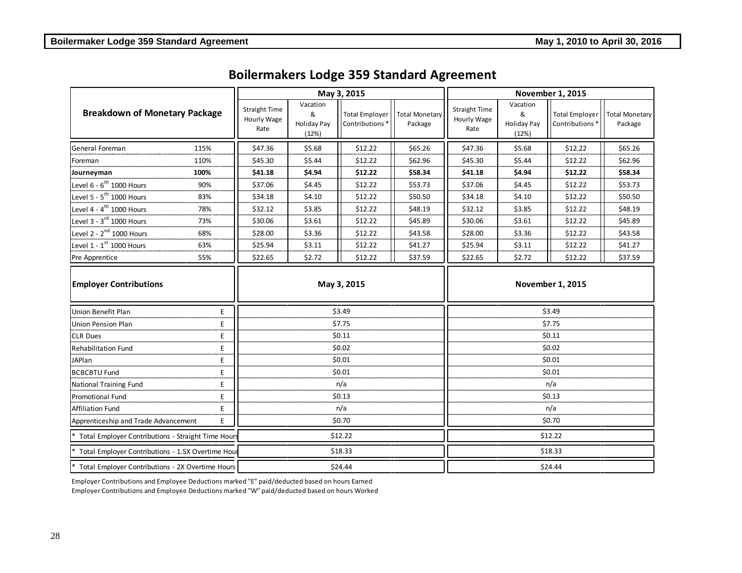# Boilermakers Lodge 359 Standard Agreement

| Breakdown of Monetary Package | | May 3, 2015 | | | | November 1, 2015 | | | |
|---|---|---|---|---|---|---|---|---|---|
| | | Straight Time Hourly Wage Rate | Vacation & Holiday Pay (12%) | Total Employer Contributions * | Total Monetary Package | Straight Time Hourly Wage Rate | Vacation & Holiday Pay (12%) | Total Employer Contributions * | Total Monetary Package |
| General Foreman | 115% | $47.36 | $5.68 | $12.22 | $65.26 | $47.36 | $5.68 | $12.22 | $65.26 |
| Foreman | 110% | $45.30 | $5.44 | $12.22 | $62.96 | $45.30 | $5.44 | $12.22 | $62.96 |
| **Journeyman** | **100%** | **$41.18** | **$4.94** | **$12.22** | **$58.34** | **$41.18** | **$4.94** | **$12.22** | **$58.34** |
| Level 6 - 6th 1000 Hours | 90% | $37.06 | $4.45 | $12.22 | $53.73 | $37.06 | $4.45 | $12.22 | $53.73 |
| Level 5 - 5th 1000 Hours | 83% | $34.18 | $4.10 | $12.22 | $50.50 | $34.18 | $4.10 | $12.22 | $50.50 |
| Level 4 - 4th 1000 Hours | 78% | $32.12 | $3.85 | $12.22 | $48.19 | $32.12 | $3.85 | $12.22 | $48.19 |
| Level 3 - 3rd 1000 Hours | 73% | $30.06 | $3.61 | $12.22 | $45.89 | $30.06 | $3.61 | $12.22 | $45.89 |
| Level 2 - 2nd 1000 Hours | 68% | $28.00 | $3.36 | $12.22 | $43.58 | $28.00 | $3.36 | $12.22 | $43.58 |
| Level 1 - 1st 1000 Hours | 63% | $25.94 | $3.11 | $12.22 | $41.27 | $25.94 | $3.11 | $12.22 | $41.27 |
| Pre Apprentice | 55% | $22.65 | $2.72 | $12.22 | $37.59 | $22.65 | $2.72 | $12.22 | $37.59 |

| Employer Contributions | | May 3, 2015 | November 1, 2015 |
|---|---|---|---|
| Union Benefit Plan | E | $3.49 | $3.49 |
| Union Pension Plan | E | $7.75 | $7.75 |
| CLR Dues | E | $0.11 | $0.11 |
| Rehabilitation Fund | E | $0.02 | $0.02 |
| JAPlan | E | $0.01 | $0.01 |
| BCBCBTU Fund | E | $0.01 | $0.01 |
| National Training Fund | E | n/a | n/a |
| Promotional Fund | E | $0.13 | $0.13 |
| Affiliation Fund | E | n/a | n/a |
| Apprenticeship and Trade Advancement | E | $0.70 | $0.70 |
| * Total Employer Contributions - Straight Time Hours | | $12.22 | $12.22 |
| * Total Employer Contributions - 1.5X Overtime Hours | | $18.33 | $18.33 |
| * Total Employer Contributions - 2X Overtime Hours | | $24.44 | $24.44 |

Employer Contributions and Employee Deductions marked "E" paid/deducted based on hours Earned

Employer Contributions and Employee Deductions marked "W" paid/deducted based on hours Worked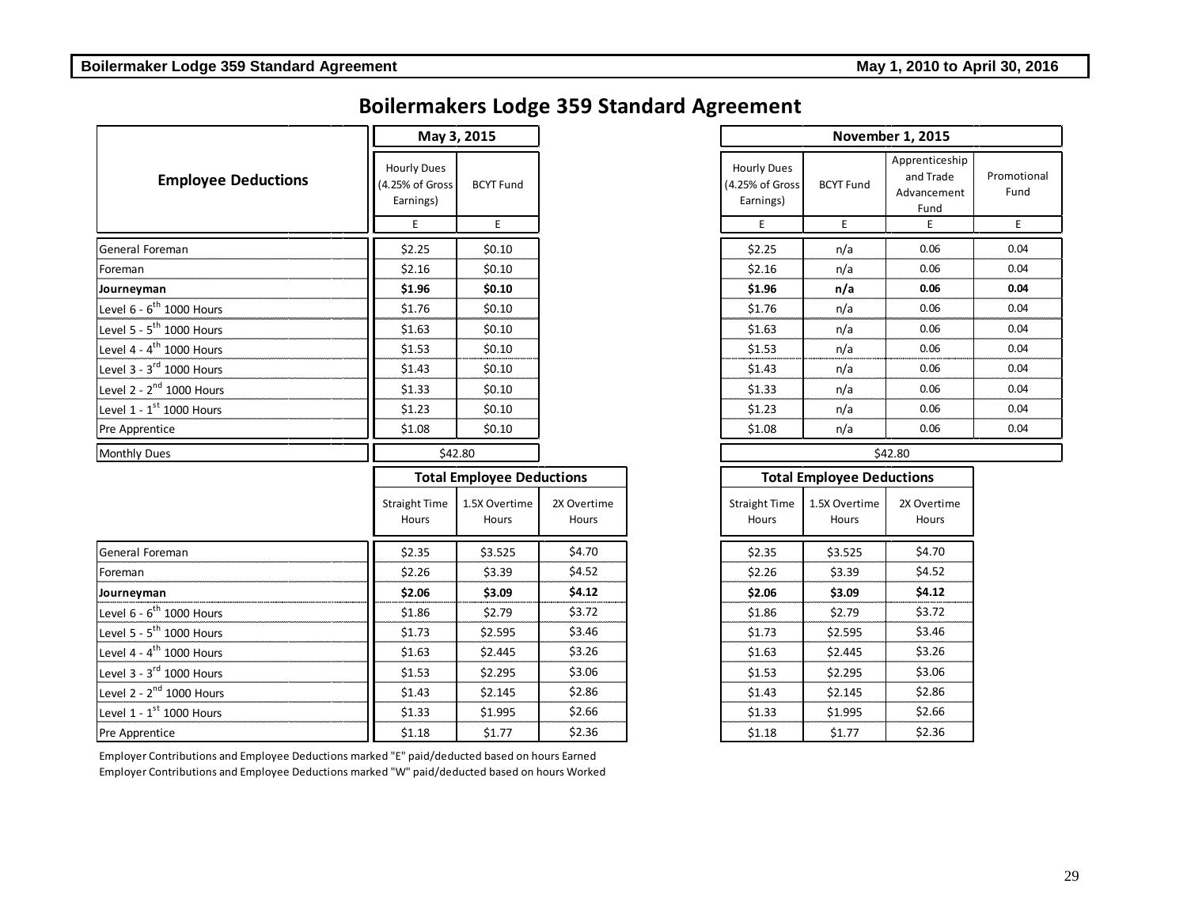# Boilermakers Lodge 359 Standard Agreement

| Employee Deductions | May 3, 2015 | | November 1, 2015 | | | |
|---|---|---|---|---|---|---|
| | Hourly Dues (4.25% of Gross Earnings) | BCYT Fund | Hourly Dues (4.25% of Gross Earnings) | BCYT Fund | Apprenticeship and Trade Advancement Fund | Promotional Fund |
| | E | E | E | E | E | E |
| General Foreman | $2.25 | $0.10 | $2.25 | n/a | 0.06 | 0.04 |
| Foreman | $2.16 | $0.10 | $2.16 | n/a | 0.06 | 0.04 |
| **Journeyman** | **$1.96** | **$0.10** | **$1.96** | **n/a** | **0.06** | **0.04** |
| Level 6 - 6th 1000 Hours | $1.76 | $0.10 | $1.76 | n/a | 0.06 | 0.04 |
| Level 5 - 5th 1000 Hours | $1.63 | $0.10 | $1.63 | n/a | 0.06 | 0.04 |
| Level 4 - 4th 1000 Hours | $1.53 | $0.10 | $1.53 | n/a | 0.06 | 0.04 |
| Level 3 - 3rd 1000 Hours | $1.43 | $0.10 | $1.43 | n/a | 0.06 | 0.04 |
| Level 2 - 2nd 1000 Hours | $1.33 | $0.10 | $1.33 | n/a | 0.06 | 0.04 |
| Level 1 - 1st 1000 Hours | $1.23 | $0.10 | $1.23 | n/a | 0.06 | 0.04 |
| Pre Apprentice | $1.08 | $0.10 | $1.08 | n/a | 0.06 | 0.04 |
| Monthly Dues | $42.80 | | $42.80 | | | |

| | Total Employee Deductions (May 3, 2015) | | | Total Employee Deductions (November 1, 2015) | | |
|---|---|---|---|---|---|---|
| | Straight Time Hours | 1.5X Overtime Hours | 2X Overtime Hours | Straight Time Hours | 1.5X Overtime Hours | 2X Overtime Hours |
| General Foreman | $2.35 | $3.525 | $4.70 | $2.35 | $3.525 | $4.70 |
| Foreman | $2.26 | $3.39 | $4.52 | $2.26 | $3.39 | $4.52 |
| **Journeyman** | **$2.06** | **$3.09** | **$4.12** | **$2.06** | **$3.09** | **$4.12** |
| Level 6 - 6th 1000 Hours | $1.86 | $2.79 | $3.72 | $1.86 | $2.79 | $3.72 |
| Level 5 - 5th 1000 Hours | $1.73 | $2.595 | $3.46 | $1.73 | $2.595 | $3.46 |
| Level 4 - 4th 1000 Hours | $1.63 | $2.445 | $3.26 | $1.63 | $2.445 | $3.26 |
| Level 3 - 3rd 1000 Hours | $1.53 | $2.295 | $3.06 | $1.53 | $2.295 | $3.06 |
| Level 2 - 2nd 1000 Hours | $1.43 | $2.145 | $2.86 | $1.43 | $2.145 | $2.86 |
| Level 1 - 1st 1000 Hours | $1.33 | $1.995 | $2.66 | $1.33 | $1.995 | $2.66 |
| Pre Apprentice | $1.18 | $1.77 | $2.36 | $1.18 | $1.77 | $2.36 |

Employer Contributions and Employee Deductions marked "E" paid/deducted based on hours Earned
Employer Contributions and Employee Deductions marked "W" paid/deducted based on hours Worked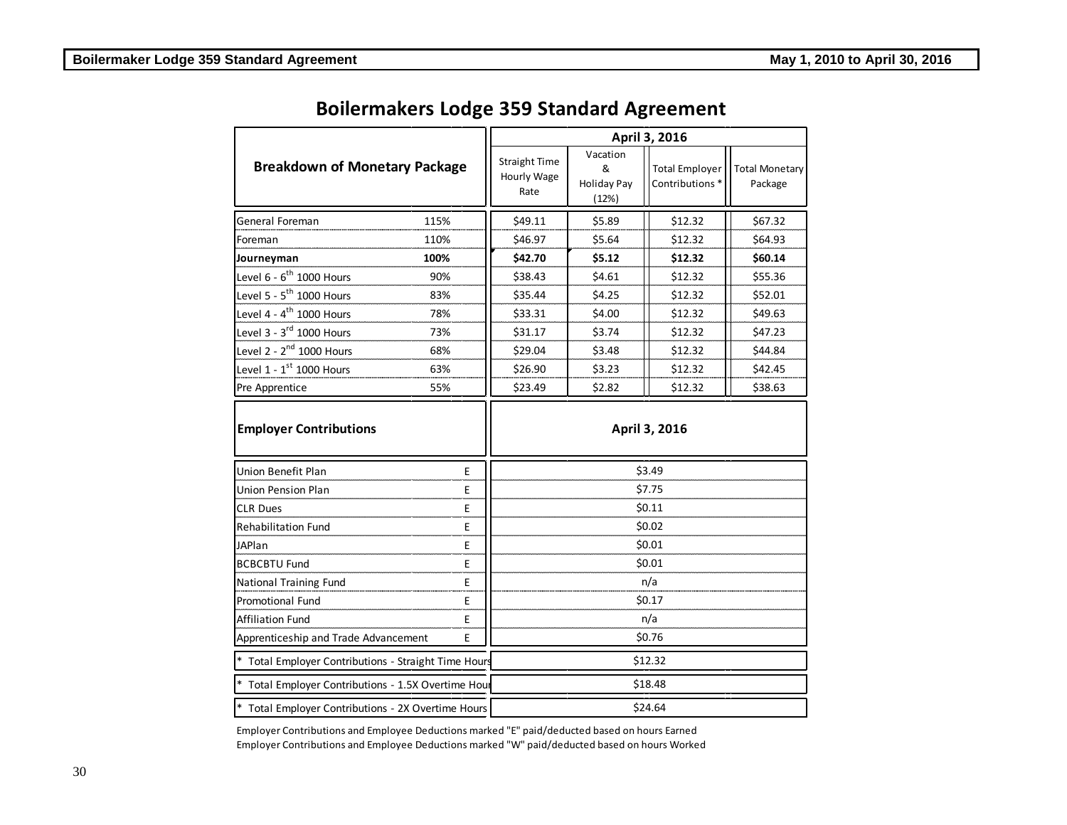# Boilermakers Lodge 359 Standard Agreement

| Breakdown of Monetary Package | | April 3, 2016 | | | |
|---|---|---|---|---|---|
| | | Straight Time Hourly Wage Rate | Vacation & Holiday Pay (12%) | Total Employer Contributions * | Total Monetary Package |
| General Foreman | 115% | $49.11 | $5.89 | $12.32 | $67.32 |
| Foreman | 110% | $46.97 | $5.64 | $12.32 | $64.93 |
| **Journeyman** | **100%** | **$42.70** | **$5.12** | **$12.32** | **$60.14** |
| Level 6 - 6th 1000 Hours | 90% | $38.43 | $4.61 | $12.32 | $55.36 |
| Level 5 - 5th 1000 Hours | 83% | $35.44 | $4.25 | $12.32 | $52.01 |
| Level 4 - 4th 1000 Hours | 78% | $33.31 | $4.00 | $12.32 | $49.63 |
| Level 3 - 3rd 1000 Hours | 73% | $31.17 | $3.74 | $12.32 | $47.23 |
| Level 2 - 2nd 1000 Hours | 68% | $29.04 | $3.48 | $12.32 | $44.84 |
| Level 1 - 1st 1000 Hours | 63% | $26.90 | $3.23 | $12.32 | $42.45 |
| Pre Apprentice | 55% | $23.49 | $2.82 | $12.32 | $38.63 |

| Employer Contributions | | April 3, 2016 |
|---|---|---|
| Union Benefit Plan | E | $3.49 |
| Union Pension Plan | E | $7.75 |
| CLR Dues | E | $0.11 |
| Rehabilitation Fund | E | $0.02 |
| JAPlan | E | $0.01 |
| BCBCBTU Fund | E | $0.01 |
| National Training Fund | E | n/a |
| Promotional Fund | E | $0.17 |
| Affiliation Fund | E | n/a |
| Apprenticeship and Trade Advancement | E | $0.76 |
| * Total Employer Contributions - Straight Time Hours | | $12.32 |
| * Total Employer Contributions - 1.5X Overtime Hours | | $18.48 |
| * Total Employer Contributions - 2X Overtime Hours | | $24.64 |

Employer Contributions and Employee Deductions marked "E" paid/deducted based on hours Earned
Employer Contributions and Employee Deductions marked "W" paid/deducted based on hours Worked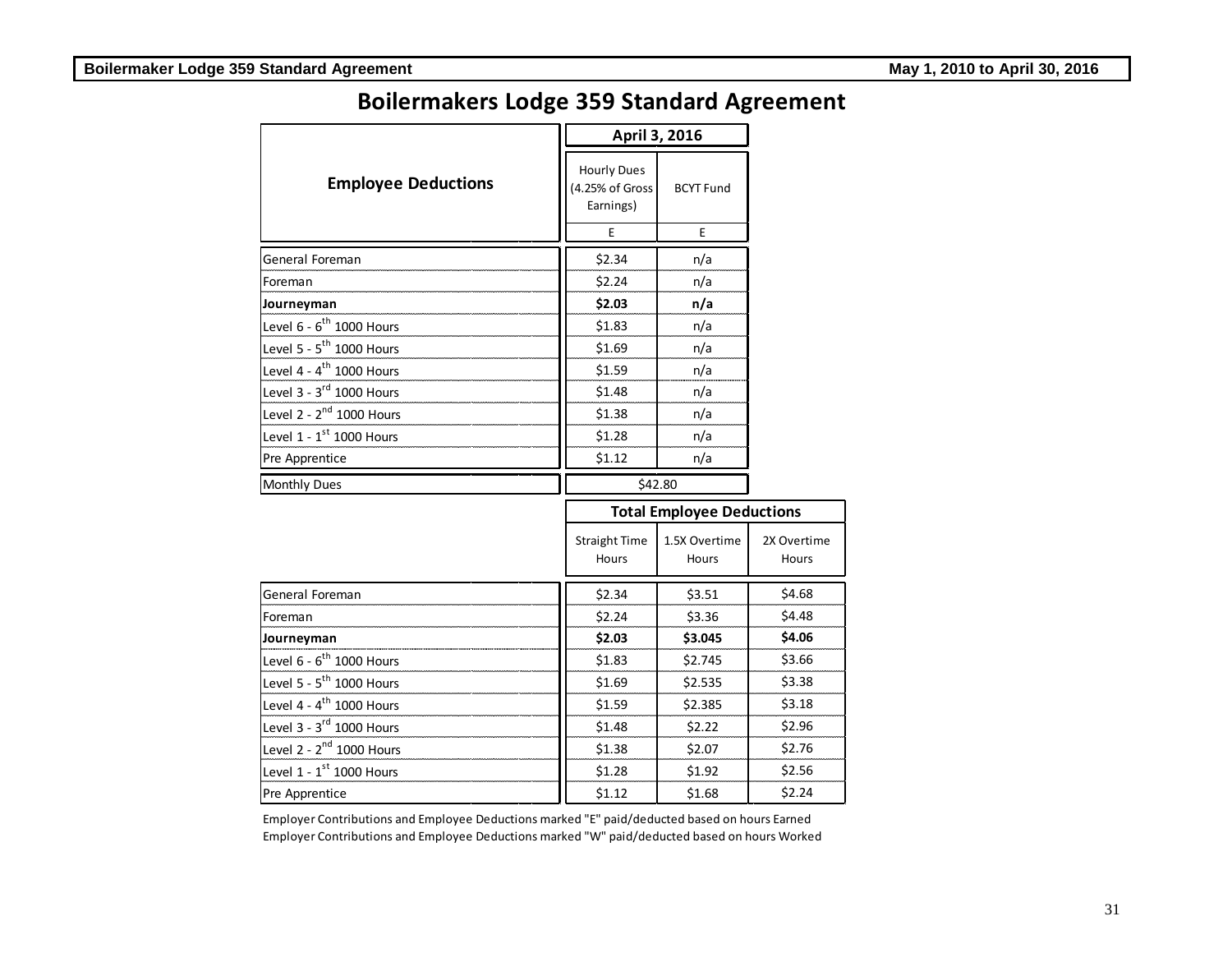# Boilermakers Lodge 359 Standard Agreement

| Employee Deductions | April 3, 2016 | |
|---|---|---|
| | Hourly Dues (4.25% of Gross Earnings) | BCYT Fund |
| | E | E |
| General Foreman | $2.34 | n/a |
| Foreman | $2.24 | n/a |
| **Journeyman** | **$2.03** | **n/a** |
| Level 6 - 6th 1000 Hours | $1.83 | n/a |
| Level 5 - 5th 1000 Hours | $1.69 | n/a |
| Level 4 - 4th 1000 Hours | $1.59 | n/a |
| Level 3 - 3rd 1000 Hours | $1.48 | n/a |
| Level 2 - 2nd 1000 Hours | $1.38 | n/a |
| Level 1 - 1st 1000 Hours | $1.28 | n/a |
| Pre Apprentice | $1.12 | n/a |
| Monthly Dues | $42.80 | |

| | Total Employee Deductions | | |
|---|---|---|---|
| | Straight Time Hours | 1.5X Overtime Hours | 2X Overtime Hours |
| General Foreman | $2.34 | $3.51 | $4.68 |
| Foreman | $2.24 | $3.36 | $4.48 |
| **Journeyman** | **$2.03** | **$3.045** | **$4.06** |
| Level 6 - 6th 1000 Hours | $1.83 | $2.745 | $3.66 |
| Level 5 - 5th 1000 Hours | $1.69 | $2.535 | $3.38 |
| Level 4 - 4th 1000 Hours | $1.59 | $2.385 | $3.18 |
| Level 3 - 3rd 1000 Hours | $1.48 | $2.22 | $2.96 |
| Level 2 - 2nd 1000 Hours | $1.38 | $2.07 | $2.76 |
| Level 1 - 1st 1000 Hours | $1.28 | $1.92 | $2.56 |
| Pre Apprentice | $1.12 | $1.68 | $2.24 |

Employer Contributions and Employee Deductions marked "E" paid/deducted based on hours Earned
Employer Contributions and Employee Deductions marked "W" paid/deducted based on hours Worked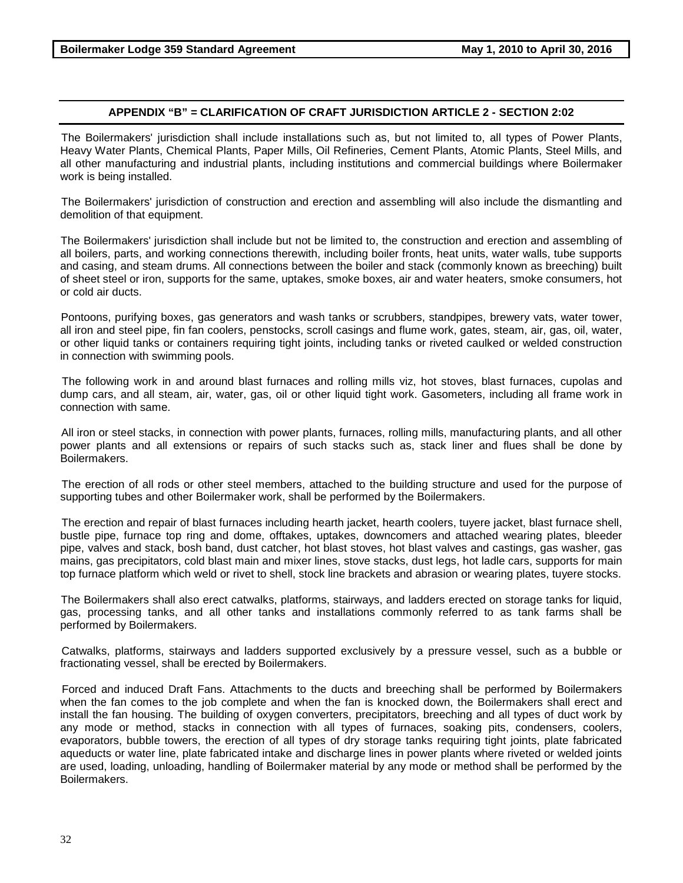## APPENDIX "B" = CLARIFICATION OF CRAFT JURISDICTION ARTICLE 2 - SECTION 2:02

The Boilermakers' jurisdiction shall include installations such as, but not limited to, all types of Power Plants, Heavy Water Plants, Chemical Plants, Paper Mills, Oil Refineries, Cement Plants, Atomic Plants, Steel Mills, and all other manufacturing and industrial plants, including institutions and commercial buildings where Boilermaker work is being installed.

The Boilermakers' jurisdiction of construction and erection and assembling will also include the dismantling and demolition of that equipment.

The Boilermakers' jurisdiction shall include but not be limited to, the construction and erection and assembling of all boilers, parts, and working connections therewith, including boiler fronts, heat units, water walls, tube supports and casing, and steam drums. All connections between the boiler and stack (commonly known as breeching) built of sheet steel or iron, supports for the same, uptakes, smoke boxes, air and water heaters, smoke consumers, hot or cold air ducts.

Pontoons, purifying boxes, gas generators and wash tanks or scrubbers, standpipes, brewery vats, water tower, all iron and steel pipe, fin fan coolers, penstocks, scroll casings and flume work, gates, steam, air, gas, oil, water, or other liquid tanks or containers requiring tight joints, including tanks or riveted caulked or welded construction in connection with swimming pools.

The following work in and around blast furnaces and rolling mills viz, hot stoves, blast furnaces, cupolas and dump cars, and all steam, air, water, gas, oil or other liquid tight work. Gasometers, including all frame work in connection with same.

All iron or steel stacks, in connection with power plants, furnaces, rolling mills, manufacturing plants, and all other power plants and all extensions or repairs of such stacks such as, stack liner and flues shall be done by Boilermakers.

The erection of all rods or other steel members, attached to the building structure and used for the purpose of supporting tubes and other Boilermaker work, shall be performed by the Boilermakers.

The erection and repair of blast furnaces including hearth jacket, hearth coolers, tuyere jacket, blast furnace shell, bustle pipe, furnace top ring and dome, offtakes, uptakes, downcomers and attached wearing plates, bleeder pipe, valves and stack, bosh band, dust catcher, hot blast stoves, hot blast valves and castings, gas washer, gas mains, gas precipitators, cold blast main and mixer lines, stove stacks, dust legs, hot ladle cars, supports for main top furnace platform which weld or rivet to shell, stock line brackets and abrasion or wearing plates, tuyere stocks.

The Boilermakers shall also erect catwalks, platforms, stairways, and ladders erected on storage tanks for liquid, gas, processing tanks, and all other tanks and installations commonly referred to as tank farms shall be performed by Boilermakers.

Catwalks, platforms, stairways and ladders supported exclusively by a pressure vessel, such as a bubble or fractionating vessel, shall be erected by Boilermakers.

Forced and induced Draft Fans. Attachments to the ducts and breeching shall be performed by Boilermakers when the fan comes to the job complete and when the fan is knocked down, the Boilermakers shall erect and install the fan housing. The building of oxygen converters, precipitators, breeching and all types of duct work by any mode or method, stacks in connection with all types of furnaces, soaking pits, condensers, coolers, evaporators, bubble towers, the erection of all types of dry storage tanks requiring tight joints, plate fabricated aqueducts or water line, plate fabricated intake and discharge lines in power plants where riveted or welded joints are used, loading, unloading, handling of Boilermaker material by any mode or method shall be performed by the Boilermakers.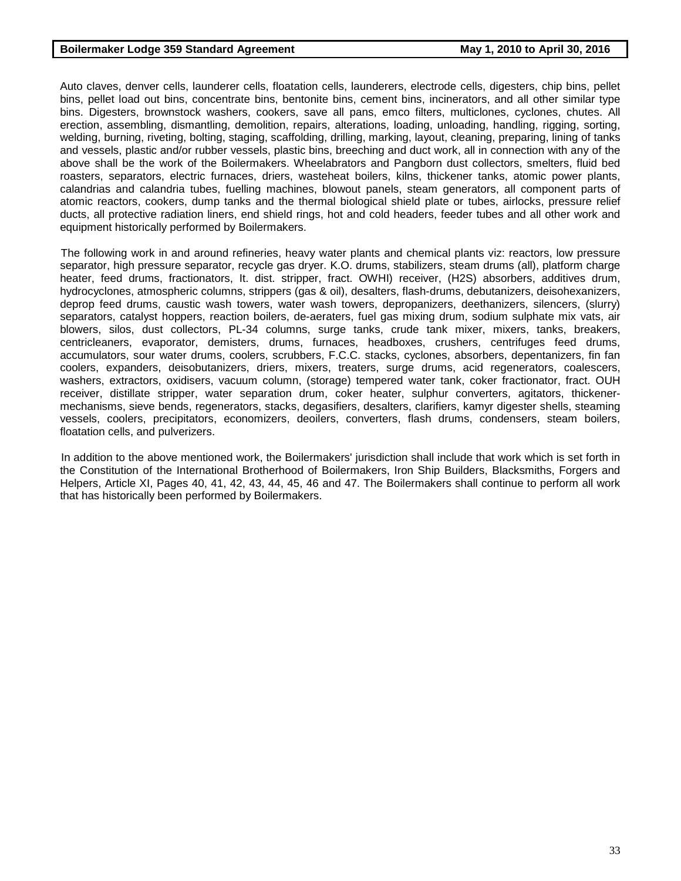Auto claves, denver cells, launderer cells, floatation cells, launderers, electrode cells, digesters, chip bins, pellet bins, pellet load out bins, concentrate bins, bentonite bins, cement bins, incinerators, and all other similar type bins. Digesters, brownstock washers, cookers, save all pans, emco filters, multiclones, cyclones, chutes. All erection, assembling, dismantling, demolition, repairs, alterations, loading, unloading, handling, rigging, sorting, welding, burning, riveting, bolting, staging, scaffolding, drilling, marking, layout, cleaning, preparing, lining of tanks and vessels, plastic and/or rubber vessels, plastic bins, breeching and duct work, all in connection with any of the above shall be the work of the Boilermakers. Wheelabrators and Pangborn dust collectors, smelters, fluid bed roasters, separators, electric furnaces, driers, wasteheat boilers, kilns, thickener tanks, atomic power plants, calandrias and calandria tubes, fuelling machines, blowout panels, steam generators, all component parts of atomic reactors, cookers, dump tanks and the thermal biological shield plate or tubes, airlocks, pressure relief ducts, all protective radiation liners, end shield rings, hot and cold headers, feeder tubes and all other work and equipment historically performed by Boilermakers.

The following work in and around refineries, heavy water plants and chemical plants viz: reactors, low pressure separator, high pressure separator, recycle gas dryer. K.O. drums, stabilizers, steam drums (all), platform charge heater, feed drums, fractionators, It. dist. stripper, fract. OWHI) receiver, (H2S) absorbers, additives drum, hydrocyclones, atmospheric columns, strippers (gas & oil), desalters, flash-drums, debutanizers, deisohexanizers, deprop feed drums, caustic wash towers, water wash towers, depropanizers, deethanizers, silencers, (slurry) separators, catalyst hoppers, reaction boilers, de-aeraters, fuel gas mixing drum, sodium sulphate mix vats, air blowers, silos, dust collectors, PL-34 columns, surge tanks, crude tank mixer, mixers, tanks, breakers, centricleaners, evaporator, demisters, drums, furnaces, headboxes, crushers, centrifuges feed drums, accumulators, sour water drums, coolers, scrubbers, F.C.C. stacks, cyclones, absorbers, depentanizers, fin fan coolers, expanders, deisobutanizers, driers, mixers, treaters, surge drums, acid regenerators, coalescers, washers, extractors, oxidisers, vacuum column, (storage) tempered water tank, coker fractionator, fract. OUH receiver, distillate stripper, water separation drum, coker heater, sulphur converters, agitators, thickener-mechanisms, sieve bends, regenerators, stacks, degasifiers, desalters, clarifiers, kamyr digester shells, steaming vessels, coolers, precipitators, economizers, deoilers, converters, flash drums, condensers, steam boilers, floatation cells, and pulverizers.

In addition to the above mentioned work, the Boilermakers' jurisdiction shall include that work which is set forth in the Constitution of the International Brotherhood of Boilermakers, Iron Ship Builders, Blacksmiths, Forgers and Helpers, Article XI, Pages 40, 41, 42, 43, 44, 45, 46 and 47. The Boilermakers shall continue to perform all work that has historically been performed by Boilermakers.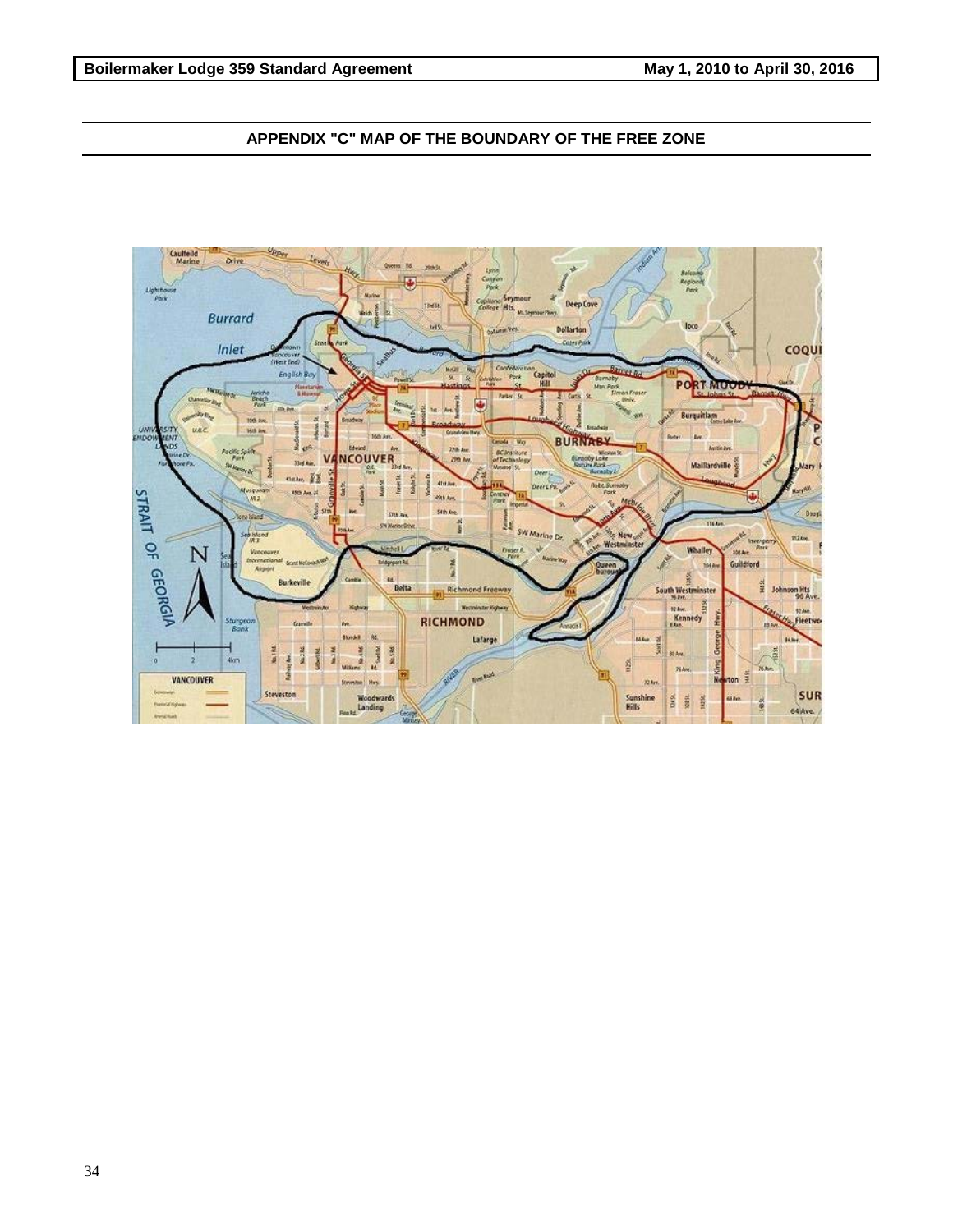## APPENDIX "C" MAP OF THE BOUNDARY OF THE FREE ZONE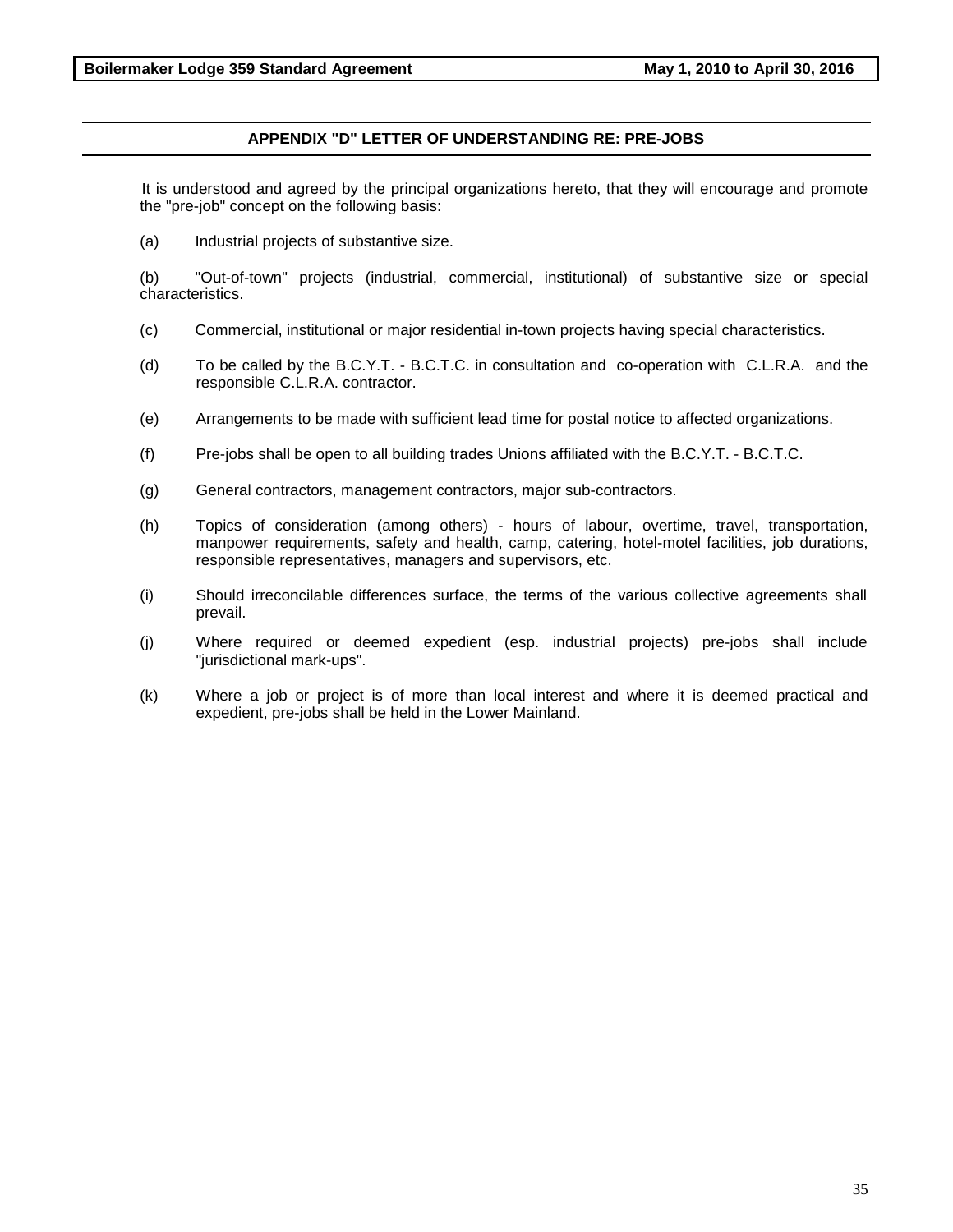## APPENDIX "D" LETTER OF UNDERSTANDING RE: PRE-JOBS

It is understood and agreed by the principal organizations hereto, that they will encourage and promote the "pre-job" concept on the following basis:

(a) Industrial projects of substantive size.

(b) "Out-of-town" projects (industrial, commercial, institutional) of substantive size or special characteristics.

(c) Commercial, institutional or major residential in-town projects having special characteristics.

(d) To be called by the B.C.Y.T. - B.C.T.C. in consultation and co-operation with C.L.R.A. and the responsible C.L.R.A. contractor.

(e) Arrangements to be made with sufficient lead time for postal notice to affected organizations.

(f) Pre-jobs shall be open to all building trades Unions affiliated with the B.C.Y.T. - B.C.T.C.

(g) General contractors, management contractors, major sub-contractors.

(h) Topics of consideration (among others) - hours of labour, overtime, travel, transportation, manpower requirements, safety and health, camp, catering, hotel-motel facilities, job durations, responsible representatives, managers and supervisors, etc.

(i) Should irreconcilable differences surface, the terms of the various collective agreements shall prevail.

(j) Where required or deemed expedient (esp. industrial projects) pre-jobs shall include "jurisdictional mark-ups".

(k) Where a job or project is of more than local interest and where it is deemed practical and expedient, pre-jobs shall be held in the Lower Mainland.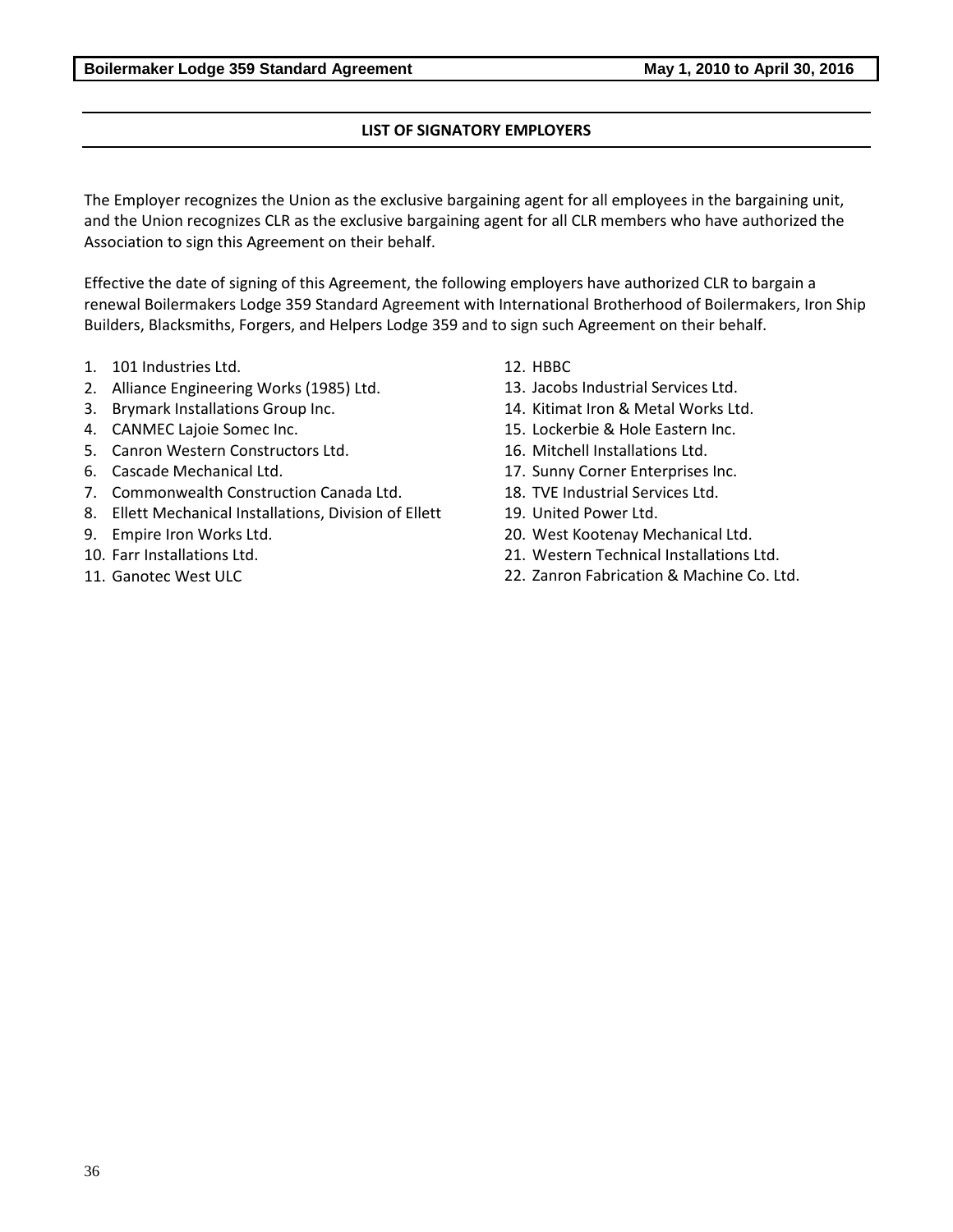## LIST OF SIGNATORY EMPLOYERS

The Employer recognizes the Union as the exclusive bargaining agent for all employees in the bargaining unit, and the Union recognizes CLR as the exclusive bargaining agent for all CLR members who have authorized the Association to sign this Agreement on their behalf.

Effective the date of signing of this Agreement, the following employers have authorized CLR to bargain a renewal Boilermakers Lodge 359 Standard Agreement with International Brotherhood of Boilermakers, Iron Ship Builders, Blacksmiths, Forgers, and Helpers Lodge 359 and to sign such Agreement on their behalf.

1. 101 Industries Ltd.
2. Alliance Engineering Works (1985) Ltd.
3. Brymark Installations Group Inc.
4. CANMEC Lajoie Somec Inc.
5. Canron Western Constructors Ltd.
6. Cascade Mechanical Ltd.
7. Commonwealth Construction Canada Ltd.
8. Ellett Mechanical Installations, Division of Ellett
9. Empire Iron Works Ltd.
10. Farr Installations Ltd.
11. Ganotec West ULC
12. HBBC
13. Jacobs Industrial Services Ltd.
14. Kitimat Iron & Metal Works Ltd.
15. Lockerbie & Hole Eastern Inc.
16. Mitchell Installations Ltd.
17. Sunny Corner Enterprises Inc.
18. TVE Industrial Services Ltd.
19. United Power Ltd.
20. West Kootenay Mechanical Ltd.
21. Western Technical Installations Ltd.
22. Zanron Fabrication & Machine Co. Ltd.